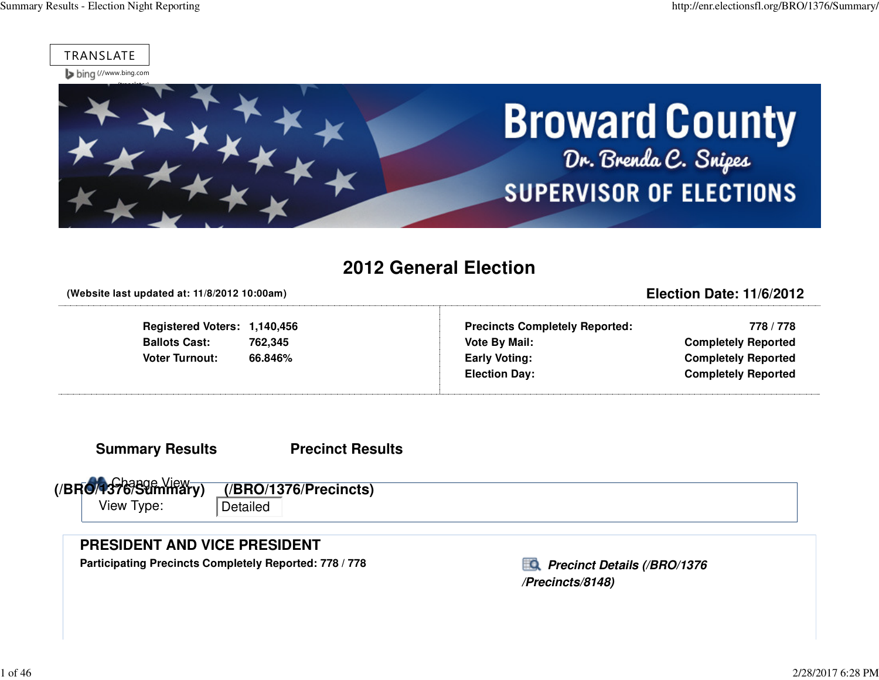TRANSLATE

bing (//www.bing.com

Broward County
Dr. Brenda C. Snipes
SUPERVISOR OF ELECTIONS

# 2012 General Election

**(Website last updated at: 11/8/2012 10:00am)**

**Election Date: 11/6/2012**

| | |
|---|---|
| **Registered Voters:** | **1,140,456** |
| **Ballots Cast:** | **762,345** |
| **Voter Turnout:** | **66.846%** |

| | |
|---|---|
| **Precincts Completely Reported:** | **778 / 778** |
| **Vote By Mail:** | **Completely Reported** |
| **Early Voting:** | **Completely Reported** |
| **Election Day:** | **Completely Reported** |

**Summary Results (/BRO/1376/Summary)** **Precinct Results (/BRO/1376/Precincts)**

Change View

View Type: Detailed

## PRESIDENT AND VICE PRESIDENT

**Participating Precincts Completely Reported: 778 / 778**

***Precinct Details (/BRO/1376/Precincts/8148)***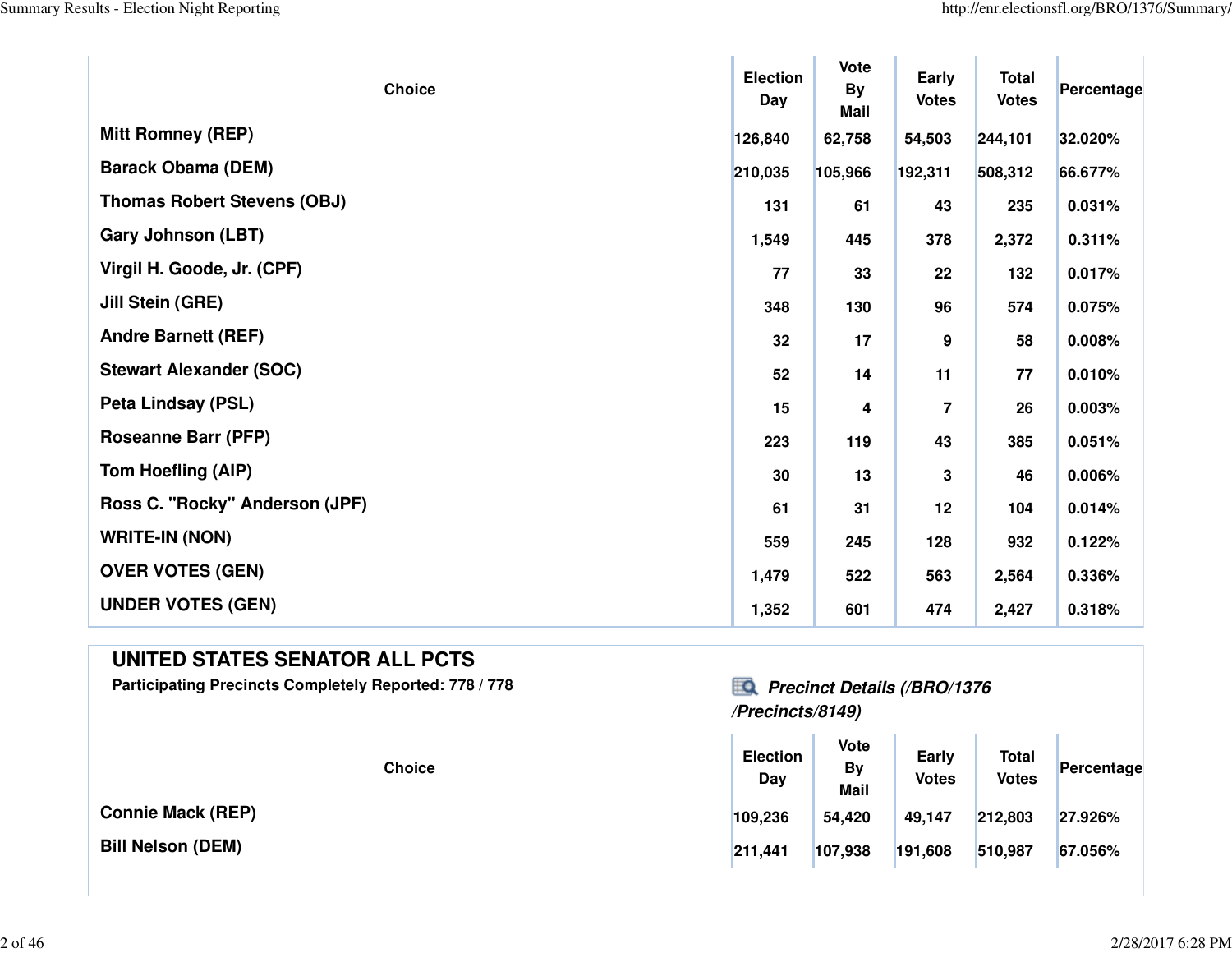| Choice | Election Day | Vote By Mail | Early Votes | Total Votes | Percentage |
|---|---|---|---|---|---|
| Mitt Romney (REP) | 126,840 | 62,758 | 54,503 | 244,101 | 32.020% |
| Barack Obama (DEM) | 210,035 | 105,966 | 192,311 | 508,312 | 66.677% |
| Thomas Robert Stevens (OBJ) | 131 | 61 | 43 | 235 | 0.031% |
| Gary Johnson (LBT) | 1,549 | 445 | 378 | 2,372 | 0.311% |
| Virgil H. Goode, Jr. (CPF) | 77 | 33 | 22 | 132 | 0.017% |
| Jill Stein (GRE) | 348 | 130 | 96 | 574 | 0.075% |
| Andre Barnett (REF) | 32 | 17 | 9 | 58 | 0.008% |
| Stewart Alexander (SOC) | 52 | 14 | 11 | 77 | 0.010% |
| Peta Lindsay (PSL) | 15 | 4 | 7 | 26 | 0.003% |
| Roseanne Barr (PFP) | 223 | 119 | 43 | 385 | 0.051% |
| Tom Hoefling (AIP) | 30 | 13 | 3 | 46 | 0.006% |
| Ross C. "Rocky" Anderson (JPF) | 61 | 31 | 12 | 104 | 0.014% |
| WRITE-IN (NON) | 559 | 245 | 128 | 932 | 0.122% |
| OVER VOTES (GEN) | 1,479 | 522 | 563 | 2,564 | 0.336% |
| UNDER VOTES (GEN) | 1,352 | 601 | 474 | 2,427 | 0.318% |

## UNITED STATES SENATOR ALL PCTS

**Participating Precincts Completely Reported: 778 / 778**

***Precinct Details (/BRO/1376/Precincts/8149)***

| Choice | Election Day | Vote By Mail | Early Votes | Total Votes | Percentage |
|---|---|---|---|---|---|
| Connie Mack (REP) | 109,236 | 54,420 | 49,147 | 212,803 | 27.926% |
| Bill Nelson (DEM) | 211,441 | 107,938 | 191,608 | 510,987 | 67.056% |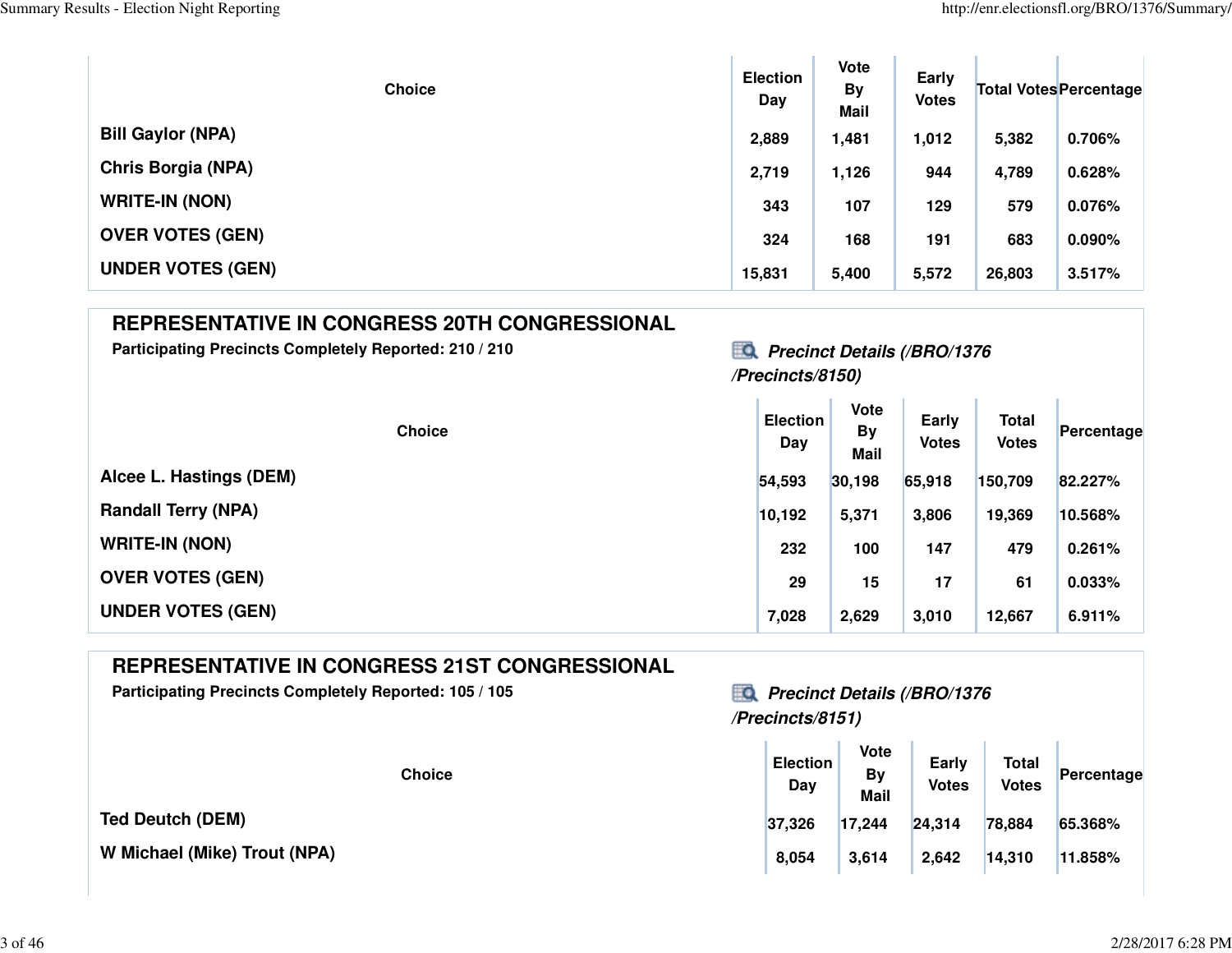| Choice | Election Day | Vote By Mail | Early Votes | Total Votes | Percentage |
|---|---|---|---|---|---|
| Bill Gaylor (NPA) | 2,889 | 1,481 | 1,012 | 5,382 | 0.706% |
| Chris Borgia (NPA) | 2,719 | 1,126 | 944 | 4,789 | 0.628% |
| WRITE-IN (NON) | 343 | 107 | 129 | 579 | 0.076% |
| OVER VOTES (GEN) | 324 | 168 | 191 | 683 | 0.090% |
| UNDER VOTES (GEN) | 15,831 | 5,400 | 5,572 | 26,803 | 3.517% |

## REPRESENTATIVE IN CONGRESS 20TH CONGRESSIONAL

**Participating Precincts Completely Reported: 210 / 210**

***Precinct Details (/BRO/1376/Precincts/8150)***

| Choice | Election Day | Vote By Mail | Early Votes | Total Votes | Percentage |
|---|---|---|---|---|---|
| Alcee L. Hastings (DEM) | 54,593 | 30,198 | 65,918 | 150,709 | 82.227% |
| Randall Terry (NPA) | 10,192 | 5,371 | 3,806 | 19,369 | 10.568% |
| WRITE-IN (NON) | 232 | 100 | 147 | 479 | 0.261% |
| OVER VOTES (GEN) | 29 | 15 | 17 | 61 | 0.033% |
| UNDER VOTES (GEN) | 7,028 | 2,629 | 3,010 | 12,667 | 6.911% |

## REPRESENTATIVE IN CONGRESS 21ST CONGRESSIONAL

**Participating Precincts Completely Reported: 105 / 105**

***Precinct Details (/BRO/1376/Precincts/8151)***

| Choice | Election Day | Vote By Mail | Early Votes | Total Votes | Percentage |
|---|---|---|---|---|---|
| Ted Deutch (DEM) | 37,326 | 17,244 | 24,314 | 78,884 | 65.368% |
| W Michael (Mike) Trout (NPA) | 8,054 | 3,614 | 2,642 | 14,310 | 11.858% |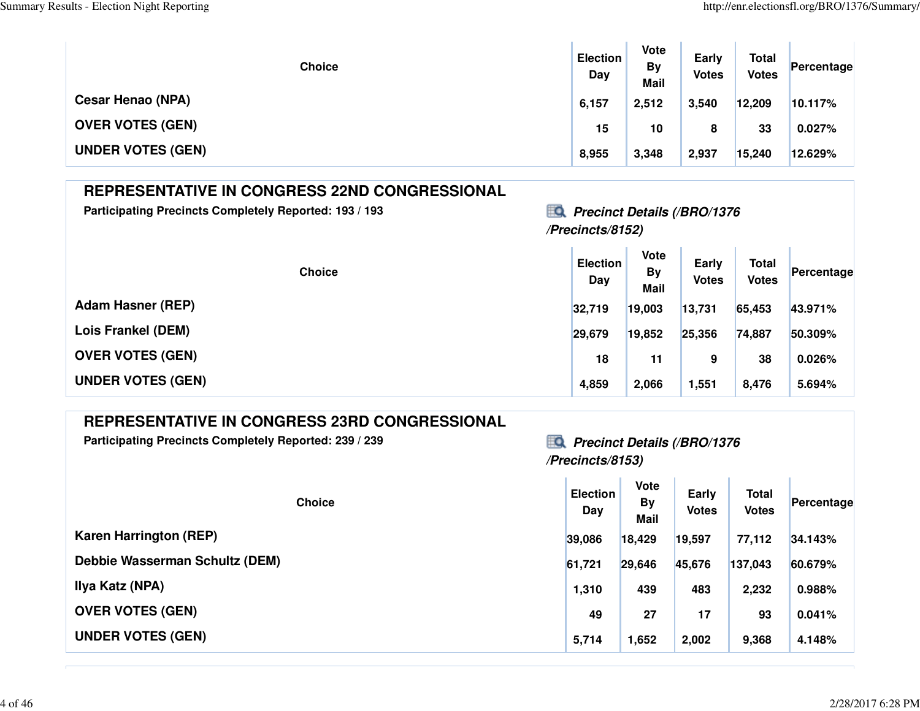| Choice | Election Day | Vote By Mail | Early Votes | Total Votes | Percentage |
|---|---|---|---|---|---|
| Cesar Henao (NPA) | 6,157 | 2,512 | 3,540 | 12,209 | 10.117% |
| OVER VOTES (GEN) | 15 | 10 | 8 | 33 | 0.027% |
| UNDER VOTES (GEN) | 8,955 | 3,348 | 2,937 | 15,240 | 12.629% |

## REPRESENTATIVE IN CONGRESS 22ND CONGRESSIONAL

**Participating Precincts Completely Reported: 193 / 193**

***Precinct Details (/BRO/1376/Precincts/8152)***

| Choice | Election Day | Vote By Mail | Early Votes | Total Votes | Percentage |
|---|---|---|---|---|---|
| Adam Hasner (REP) | 32,719 | 19,003 | 13,731 | 65,453 | 43.971% |
| Lois Frankel (DEM) | 29,679 | 19,852 | 25,356 | 74,887 | 50.309% |
| OVER VOTES (GEN) | 18 | 11 | 9 | 38 | 0.026% |
| UNDER VOTES (GEN) | 4,859 | 2,066 | 1,551 | 8,476 | 5.694% |

## REPRESENTATIVE IN CONGRESS 23RD CONGRESSIONAL

**Participating Precincts Completely Reported: 239 / 239**

***Precinct Details (/BRO/1376/Precincts/8153)***

| Choice | Election Day | Vote By Mail | Early Votes | Total Votes | Percentage |
|---|---|---|---|---|---|
| Karen Harrington (REP) | 39,086 | 18,429 | 19,597 | 77,112 | 34.143% |
| Debbie Wasserman Schultz (DEM) | 61,721 | 29,646 | 45,676 | 137,043 | 60.679% |
| Ilya Katz (NPA) | 1,310 | 439 | 483 | 2,232 | 0.988% |
| OVER VOTES (GEN) | 49 | 27 | 17 | 93 | 0.041% |
| UNDER VOTES (GEN) | 5,714 | 1,652 | 2,002 | 9,368 | 4.148% |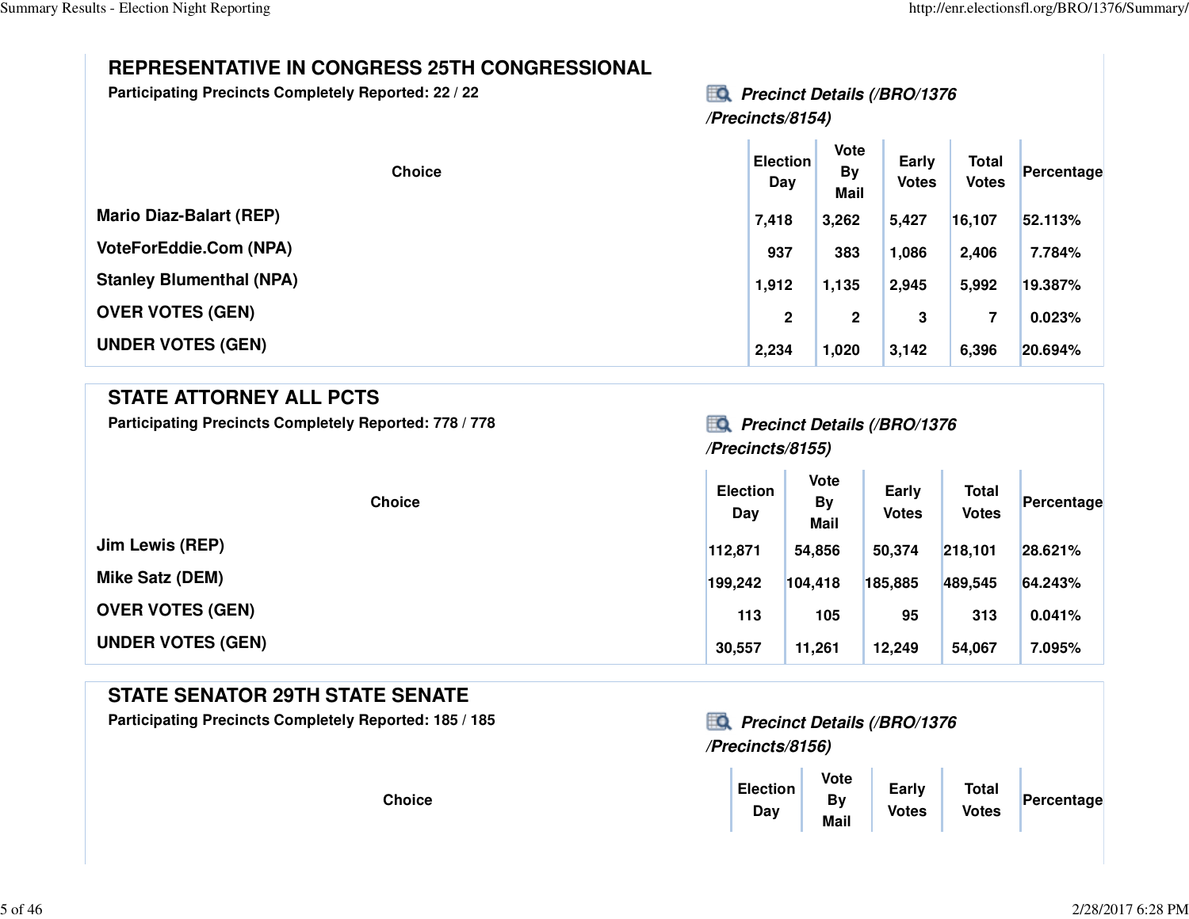## REPRESENTATIVE IN CONGRESS 25TH CONGRESSIONAL

**Participating Precincts Completely Reported: 22 / 22**

***Precinct Details (/BRO/1376/Precincts/8154)***

| Choice | Election Day | Vote By Mail | Early Votes | Total Votes | Percentage |
|---|---|---|---|---|---|
| Mario Diaz-Balart (REP) | 7,418 | 3,262 | 5,427 | 16,107 | 52.113% |
| VoteForEddie.Com (NPA) | 937 | 383 | 1,086 | 2,406 | 7.784% |
| Stanley Blumenthal (NPA) | 1,912 | 1,135 | 2,945 | 5,992 | 19.387% |
| OVER VOTES (GEN) | 2 | 2 | 3 | 7 | 0.023% |
| UNDER VOTES (GEN) | 2,234 | 1,020 | 3,142 | 6,396 | 20.694% |

## STATE ATTORNEY ALL PCTS

**Participating Precincts Completely Reported: 778 / 778**

***Precinct Details (/BRO/1376/Precincts/8155)***

| Choice | Election Day | Vote By Mail | Early Votes | Total Votes | Percentage |
|---|---|---|---|---|---|
| Jim Lewis (REP) | 112,871 | 54,856 | 50,374 | 218,101 | 28.621% |
| Mike Satz (DEM) | 199,242 | 104,418 | 185,885 | 489,545 | 64.243% |
| OVER VOTES (GEN) | 113 | 105 | 95 | 313 | 0.041% |
| UNDER VOTES (GEN) | 30,557 | 11,261 | 12,249 | 54,067 | 7.095% |

## STATE SENATOR 29TH STATE SENATE

**Participating Precincts Completely Reported: 185 / 185**

***Precinct Details (/BRO/1376/Precincts/8156)***

| Choice | Election Day | Vote By Mail | Early Votes | Total Votes | Percentage |
|---|---|---|---|---|---|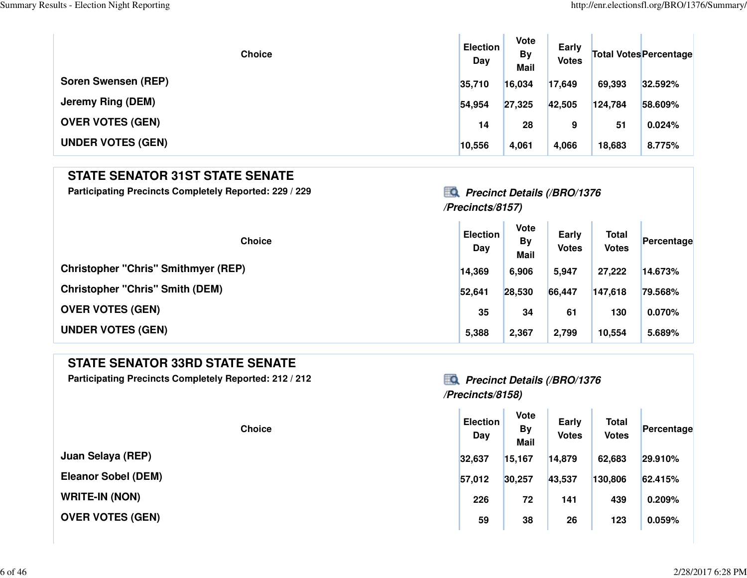| Choice | Election Day | Vote By Mail | Early Votes | Total Votes | Percentage |
|---|---|---|---|---|---|
| Soren Swensen (REP) | 35,710 | 16,034 | 17,649 | 69,393 | 32.592% |
| Jeremy Ring (DEM) | 54,954 | 27,325 | 42,505 | 124,784 | 58.609% |
| OVER VOTES (GEN) | 14 | 28 | 9 | 51 | 0.024% |
| UNDER VOTES (GEN) | 10,556 | 4,061 | 4,066 | 18,683 | 8.775% |

## STATE SENATOR 31ST STATE SENATE

**Participating Precincts Completely Reported: 229 / 229**

***Precinct Details (/BRO/1376/Precincts/8157)***

| Choice | Election Day | Vote By Mail | Early Votes | Total Votes | Percentage |
|---|---|---|---|---|---|
| Christopher "Chris" Smithmyer (REP) | 14,369 | 6,906 | 5,947 | 27,222 | 14.673% |
| Christopher "Chris" Smith (DEM) | 52,641 | 28,530 | 66,447 | 147,618 | 79.568% |
| OVER VOTES (GEN) | 35 | 34 | 61 | 130 | 0.070% |
| UNDER VOTES (GEN) | 5,388 | 2,367 | 2,799 | 10,554 | 5.689% |

## STATE SENATOR 33RD STATE SENATE

**Participating Precincts Completely Reported: 212 / 212**

***Precinct Details (/BRO/1376/Precincts/8158)***

| Choice | Election Day | Vote By Mail | Early Votes | Total Votes | Percentage |
|---|---|---|---|---|---|
| Juan Selaya (REP) | 32,637 | 15,167 | 14,879 | 62,683 | 29.910% |
| Eleanor Sobel (DEM) | 57,012 | 30,257 | 43,537 | 130,806 | 62.415% |
| WRITE-IN (NON) | 226 | 72 | 141 | 439 | 0.209% |
| OVER VOTES (GEN) | 59 | 38 | 26 | 123 | 0.059% |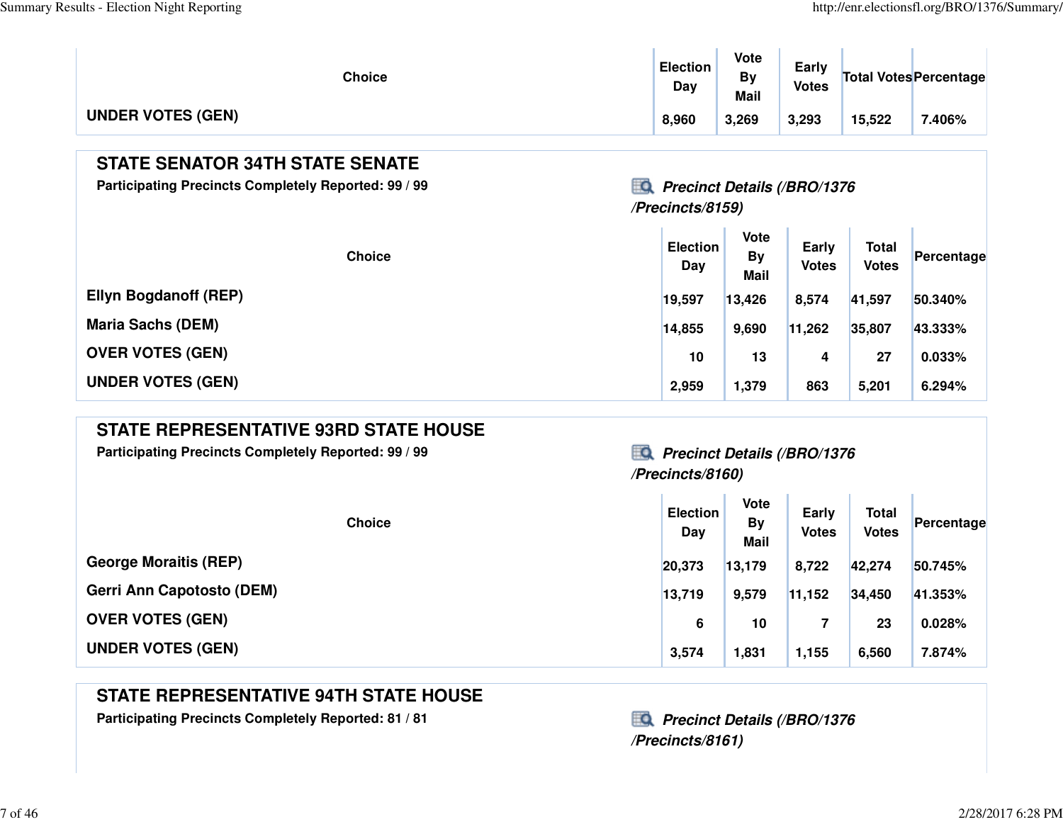| Choice | Election Day | Vote By Mail | Early Votes | Total Votes | Percentage |
|---|---|---|---|---|---|
| UNDER VOTES (GEN) | 8,960 | 3,269 | 3,293 | 15,522 | 7.406% |

## STATE SENATOR 34TH STATE SENATE

**Participating Precincts Completely Reported: 99 / 99**

***Precinct Details (/BRO/1376/Precincts/8159)***

| Choice | Election Day | Vote By Mail | Early Votes | Total Votes | Percentage |
|---|---|---|---|---|---|
| Ellyn Bogdanoff (REP) | 19,597 | 13,426 | 8,574 | 41,597 | 50.340% |
| Maria Sachs (DEM) | 14,855 | 9,690 | 11,262 | 35,807 | 43.333% |
| OVER VOTES (GEN) | 10 | 13 | 4 | 27 | 0.033% |
| UNDER VOTES (GEN) | 2,959 | 1,379 | 863 | 5,201 | 6.294% |

## STATE REPRESENTATIVE 93RD STATE HOUSE

**Participating Precincts Completely Reported: 99 / 99**

***Precinct Details (/BRO/1376/Precincts/8160)***

| Choice | Election Day | Vote By Mail | Early Votes | Total Votes | Percentage |
|---|---|---|---|---|---|
| George Moraitis (REP) | 20,373 | 13,179 | 8,722 | 42,274 | 50.745% |
| Gerri Ann Capotosto (DEM) | 13,719 | 9,579 | 11,152 | 34,450 | 41.353% |
| OVER VOTES (GEN) | 6 | 10 | 7 | 23 | 0.028% |
| UNDER VOTES (GEN) | 3,574 | 1,831 | 1,155 | 6,560 | 7.874% |

## STATE REPRESENTATIVE 94TH STATE HOUSE

**Participating Precincts Completely Reported: 81 / 81**

***Precinct Details (/BRO/1376/Precincts/8161)***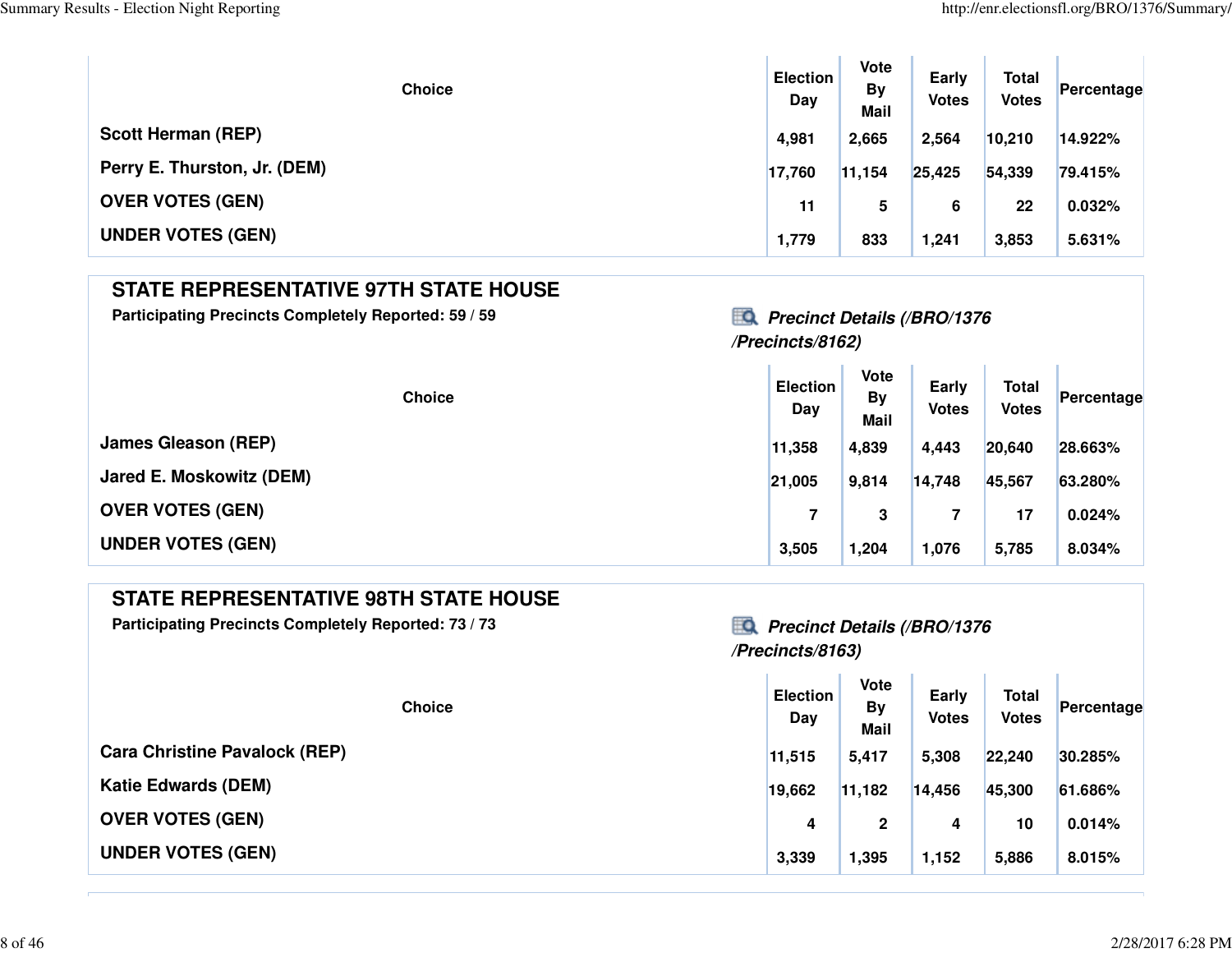| Choice | Election Day | Vote By Mail | Early Votes | Total Votes | Percentage |
| --- | --- | --- | --- | --- | --- |
| Scott Herman (REP) | 4,981 | 2,665 | 2,564 | 10,210 | 14.922% |
| Perry E. Thurston, Jr. (DEM) | 17,760 | 11,154 | 25,425 | 54,339 | 79.415% |
| OVER VOTES (GEN) | 11 | 5 | 6 | 22 | 0.032% |
| UNDER VOTES (GEN) | 1,779 | 833 | 1,241 | 3,853 | 5.631% |

## STATE REPRESENTATIVE 97TH STATE HOUSE

**Participating Precincts Completely Reported: 59 / 59**

***Precinct Details (/BRO/1376/Precincts/8162)***

| Choice | Election Day | Vote By Mail | Early Votes | Total Votes | Percentage |
| --- | --- | --- | --- | --- | --- |
| James Gleason (REP) | 11,358 | 4,839 | 4,443 | 20,640 | 28.663% |
| Jared E. Moskowitz (DEM) | 21,005 | 9,814 | 14,748 | 45,567 | 63.280% |
| OVER VOTES (GEN) | 7 | 3 | 7 | 17 | 0.024% |
| UNDER VOTES (GEN) | 3,505 | 1,204 | 1,076 | 5,785 | 8.034% |

## STATE REPRESENTATIVE 98TH STATE HOUSE

**Participating Precincts Completely Reported: 73 / 73**

***Precinct Details (/BRO/1376/Precincts/8163)***

| Choice | Election Day | Vote By Mail | Early Votes | Total Votes | Percentage |
| --- | --- | --- | --- | --- | --- |
| Cara Christine Pavalock (REP) | 11,515 | 5,417 | 5,308 | 22,240 | 30.285% |
| Katie Edwards (DEM) | 19,662 | 11,182 | 14,456 | 45,300 | 61.686% |
| OVER VOTES (GEN) | 4 | 2 | 4 | 10 | 0.014% |
| UNDER VOTES (GEN) | 3,339 | 1,395 | 1,152 | 5,886 | 8.015% |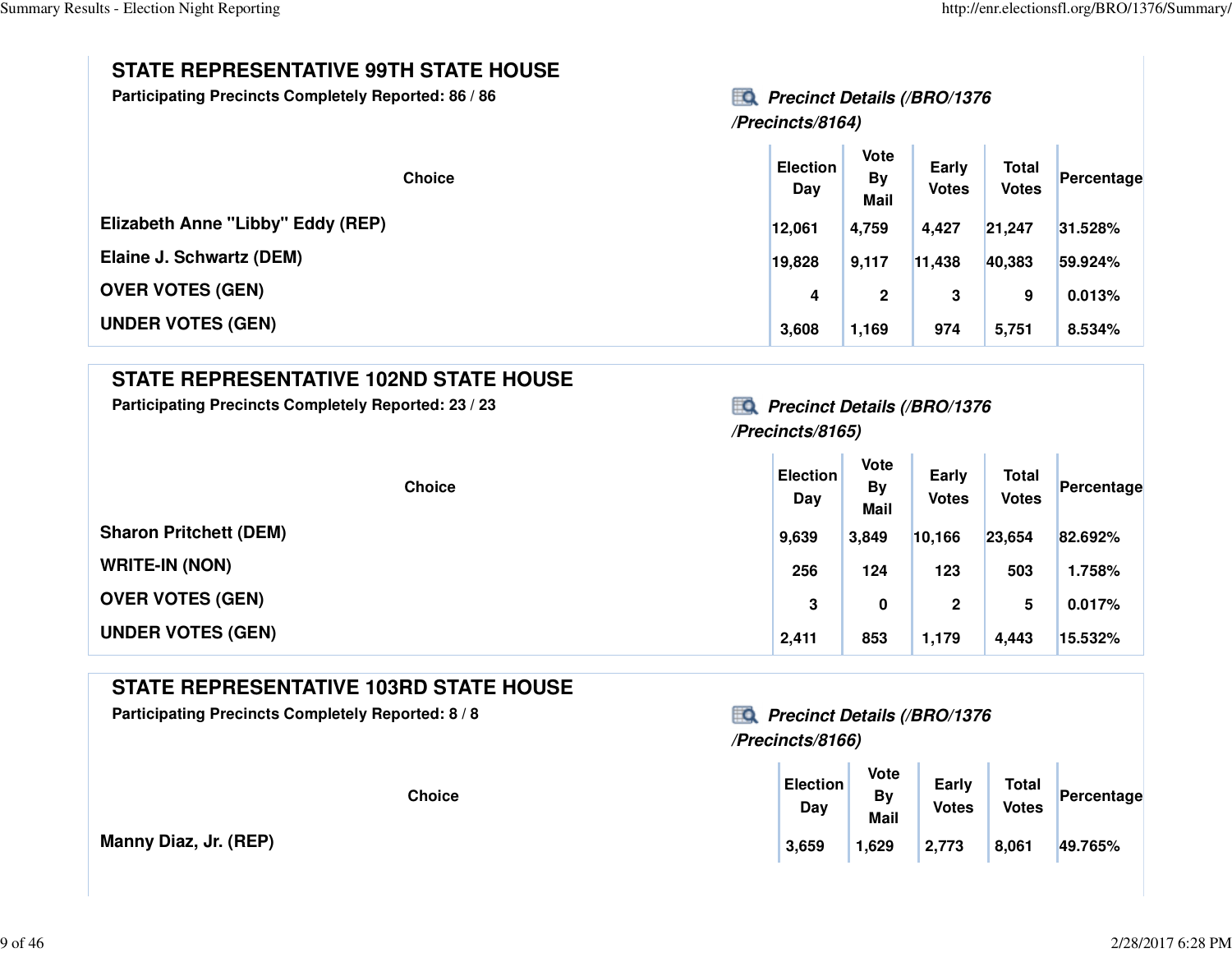## STATE REPRESENTATIVE 99TH STATE HOUSE

**Participating Precincts Completely Reported: 86 / 86**

***Precinct Details (/BRO/1376/Precincts/8164)***

| Choice | Election Day | Vote By Mail | Early Votes | Total Votes | Percentage |
|---|---|---|---|---|---|
| Elizabeth Anne "Libby" Eddy (REP) | 12,061 | 4,759 | 4,427 | 21,247 | 31.528% |
| Elaine J. Schwartz (DEM) | 19,828 | 9,117 | 11,438 | 40,383 | 59.924% |
| OVER VOTES (GEN) | 4 | 2 | 3 | 9 | 0.013% |
| UNDER VOTES (GEN) | 3,608 | 1,169 | 974 | 5,751 | 8.534% |

## STATE REPRESENTATIVE 102ND STATE HOUSE

**Participating Precincts Completely Reported: 23 / 23**

***Precinct Details (/BRO/1376/Precincts/8165)***

| Choice | Election Day | Vote By Mail | Early Votes | Total Votes | Percentage |
|---|---|---|---|---|---|
| Sharon Pritchett (DEM) | 9,639 | 3,849 | 10,166 | 23,654 | 82.692% |
| WRITE-IN (NON) | 256 | 124 | 123 | 503 | 1.758% |
| OVER VOTES (GEN) | 3 | 0 | 2 | 5 | 0.017% |
| UNDER VOTES (GEN) | 2,411 | 853 | 1,179 | 4,443 | 15.532% |

## STATE REPRESENTATIVE 103RD STATE HOUSE

**Participating Precincts Completely Reported: 8 / 8**

***Precinct Details (/BRO/1376/Precincts/8166)***

| Choice | Election Day | Vote By Mail | Early Votes | Total Votes | Percentage |
|---|---|---|---|---|---|
| Manny Diaz, Jr. (REP) | 3,659 | 1,629 | 2,773 | 8,061 | 49.765% |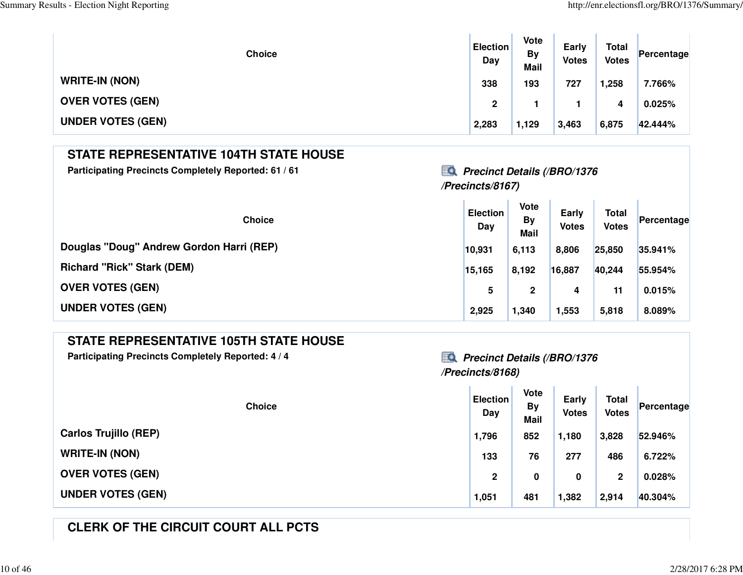| Choice | Election Day | Vote By Mail | Early Votes | Total Votes | Percentage |
|---|---|---|---|---|---|
| WRITE-IN (NON) | 338 | 193 | 727 | 1,258 | 7.766% |
| OVER VOTES (GEN) | 2 | 1 | 1 | 4 | 0.025% |
| UNDER VOTES (GEN) | 2,283 | 1,129 | 3,463 | 6,875 | 42.444% |

## STATE REPRESENTATIVE 104TH STATE HOUSE

**Participating Precincts Completely Reported: 61 / 61**

***Precinct Details (/BRO/1376/Precincts/8167)***

| Choice | Election Day | Vote By Mail | Early Votes | Total Votes | Percentage |
|---|---|---|---|---|---|
| Douglas "Doug" Andrew Gordon Harri (REP) | 10,931 | 6,113 | 8,806 | 25,850 | 35.941% |
| Richard "Rick" Stark (DEM) | 15,165 | 8,192 | 16,887 | 40,244 | 55.954% |
| OVER VOTES (GEN) | 5 | 2 | 4 | 11 | 0.015% |
| UNDER VOTES (GEN) | 2,925 | 1,340 | 1,553 | 5,818 | 8.089% |

## STATE REPRESENTATIVE 105TH STATE HOUSE

**Participating Precincts Completely Reported: 4 / 4**

***Precinct Details (/BRO/1376/Precincts/8168)***

| Choice | Election Day | Vote By Mail | Early Votes | Total Votes | Percentage |
|---|---|---|---|---|---|
| Carlos Trujillo (REP) | 1,796 | 852 | 1,180 | 3,828 | 52.946% |
| WRITE-IN (NON) | 133 | 76 | 277 | 486 | 6.722% |
| OVER VOTES (GEN) | 2 | 0 | 0 | 2 | 0.028% |
| UNDER VOTES (GEN) | 1,051 | 481 | 1,382 | 2,914 | 40.304% |

## CLERK OF THE CIRCUIT COURT ALL PCTS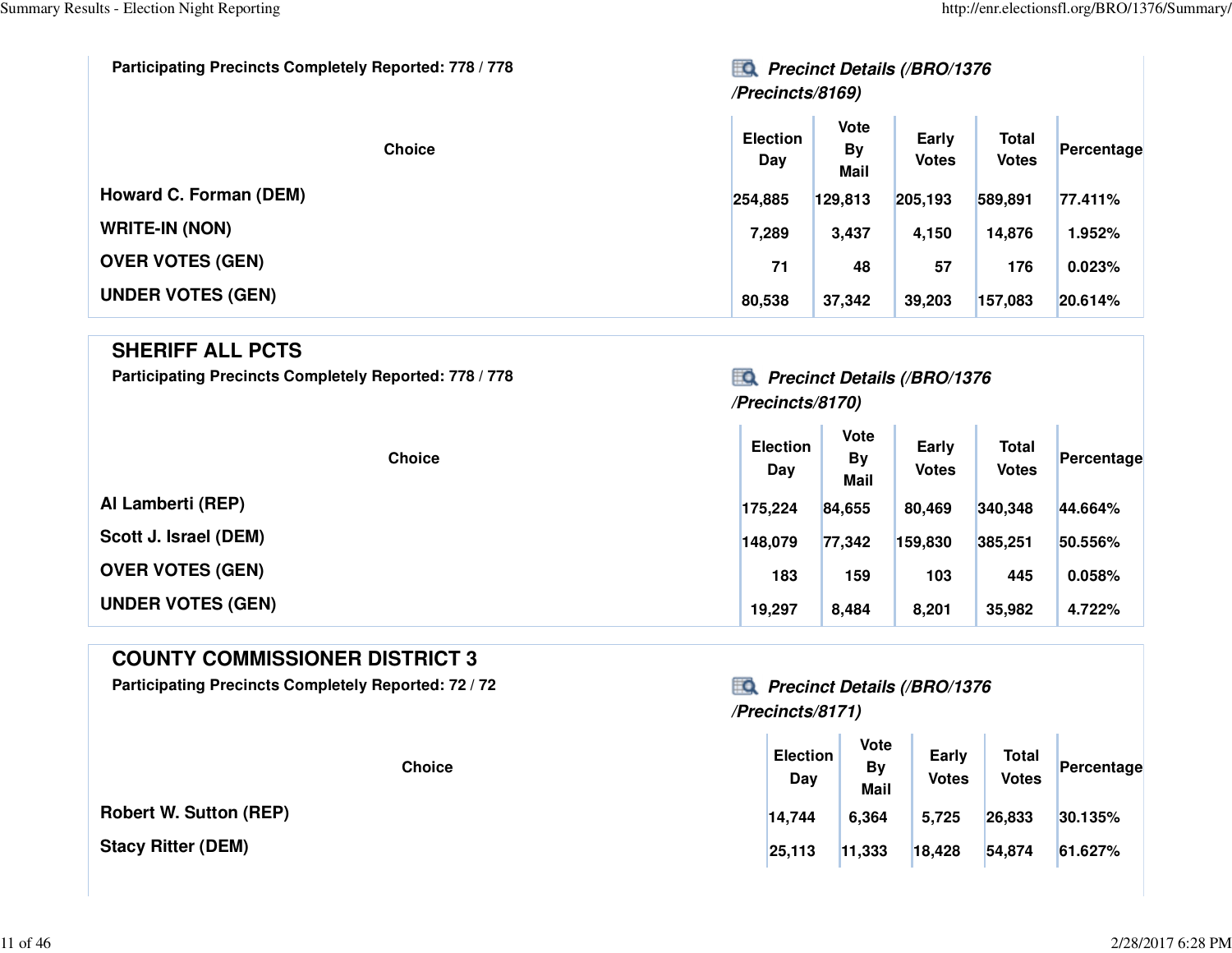Participating Precincts Completely Reported: 778 / 778

*Precinct Details (/BRO/1376/Precincts/8169)*

| Choice | Election Day | Vote By Mail | Early Votes | Total Votes | Percentage |
|---|---|---|---|---|---|
| Howard C. Forman (DEM) | 254,885 | 129,813 | 205,193 | 589,891 | 77.411% |
| WRITE-IN (NON) | 7,289 | 3,437 | 4,150 | 14,876 | 1.952% |
| OVER VOTES (GEN) | 71 | 48 | 57 | 176 | 0.023% |
| UNDER VOTES (GEN) | 80,538 | 37,342 | 39,203 | 157,083 | 20.614% |

## SHERIFF ALL PCTS

Participating Precincts Completely Reported: 778 / 778

*Precinct Details (/BRO/1376/Precincts/8170)*

| Choice | Election Day | Vote By Mail | Early Votes | Total Votes | Percentage |
|---|---|---|---|---|---|
| Al Lamberti (REP) | 175,224 | 84,655 | 80,469 | 340,348 | 44.664% |
| Scott J. Israel (DEM) | 148,079 | 77,342 | 159,830 | 385,251 | 50.556% |
| OVER VOTES (GEN) | 183 | 159 | 103 | 445 | 0.058% |
| UNDER VOTES (GEN) | 19,297 | 8,484 | 8,201 | 35,982 | 4.722% |

## COUNTY COMMISSIONER DISTRICT 3

Participating Precincts Completely Reported: 72 / 72

*Precinct Details (/BRO/1376/Precincts/8171)*

| Choice | Election Day | Vote By Mail | Early Votes | Total Votes | Percentage |
|---|---|---|---|---|---|
| Robert W. Sutton (REP) | 14,744 | 6,364 | 5,725 | 26,833 | 30.135% |
| Stacy Ritter (DEM) | 25,113 | 11,333 | 18,428 | 54,874 | 61.627% |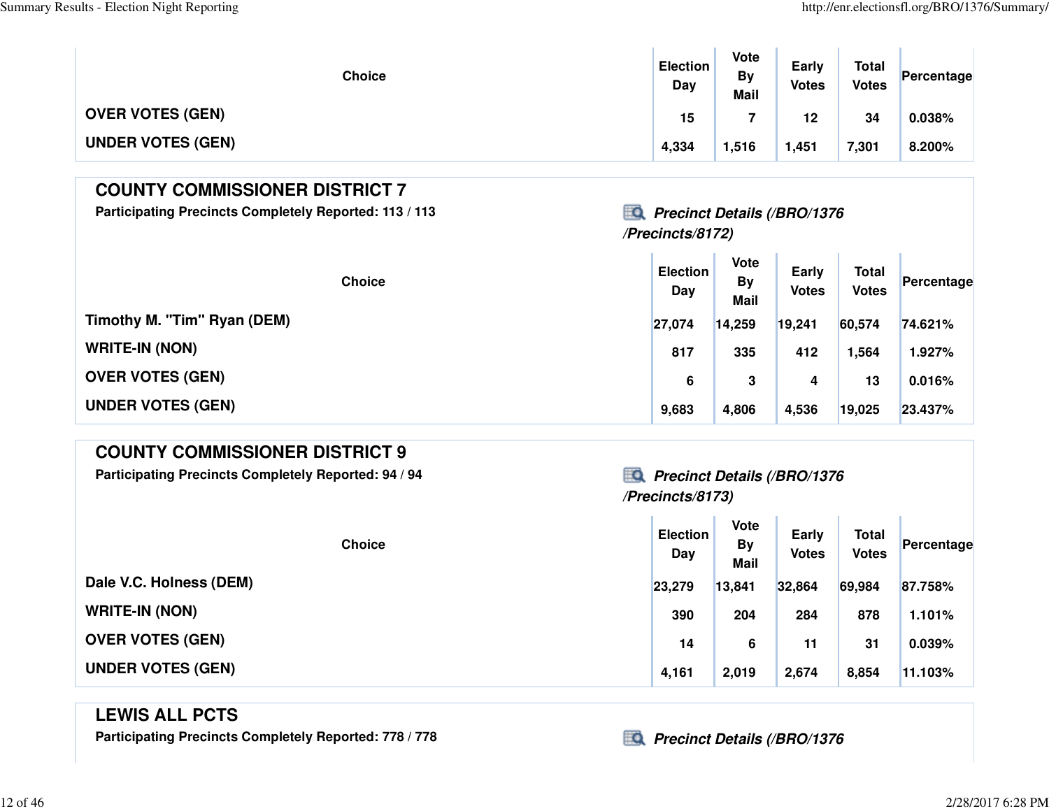| Choice | Election Day | Vote By Mail | Early Votes | Total Votes | Percentage |
|---|---|---|---|---|---|
| OVER VOTES (GEN) | 15 | 7 | 12 | 34 | 0.038% |
| UNDER VOTES (GEN) | 4,334 | 1,516 | 1,451 | 7,301 | 8.200% |

## COUNTY COMMISSIONER DISTRICT 7

**Participating Precincts Completely Reported: 113 / 113**

***Precinct Details (/BRO/1376/Precincts/8172)***

| Choice | Election Day | Vote By Mail | Early Votes | Total Votes | Percentage |
|---|---|---|---|---|---|
| Timothy M. "Tim" Ryan (DEM) | 27,074 | 14,259 | 19,241 | 60,574 | 74.621% |
| WRITE-IN (NON) | 817 | 335 | 412 | 1,564 | 1.927% |
| OVER VOTES (GEN) | 6 | 3 | 4 | 13 | 0.016% |
| UNDER VOTES (GEN) | 9,683 | 4,806 | 4,536 | 19,025 | 23.437% |

## COUNTY COMMISSIONER DISTRICT 9

**Participating Precincts Completely Reported: 94 / 94**

***Precinct Details (/BRO/1376/Precincts/8173)***

| Choice | Election Day | Vote By Mail | Early Votes | Total Votes | Percentage |
|---|---|---|---|---|---|
| Dale V.C. Holness (DEM) | 23,279 | 13,841 | 32,864 | 69,984 | 87.758% |
| WRITE-IN (NON) | 390 | 204 | 284 | 878 | 1.101% |
| OVER VOTES (GEN) | 14 | 6 | 11 | 31 | 0.039% |
| UNDER VOTES (GEN) | 4,161 | 2,019 | 2,674 | 8,854 | 11.103% |

## LEWIS ALL PCTS

**Participating Precincts Completely Reported: 778 / 778**

***Precinct Details (/BRO/1376***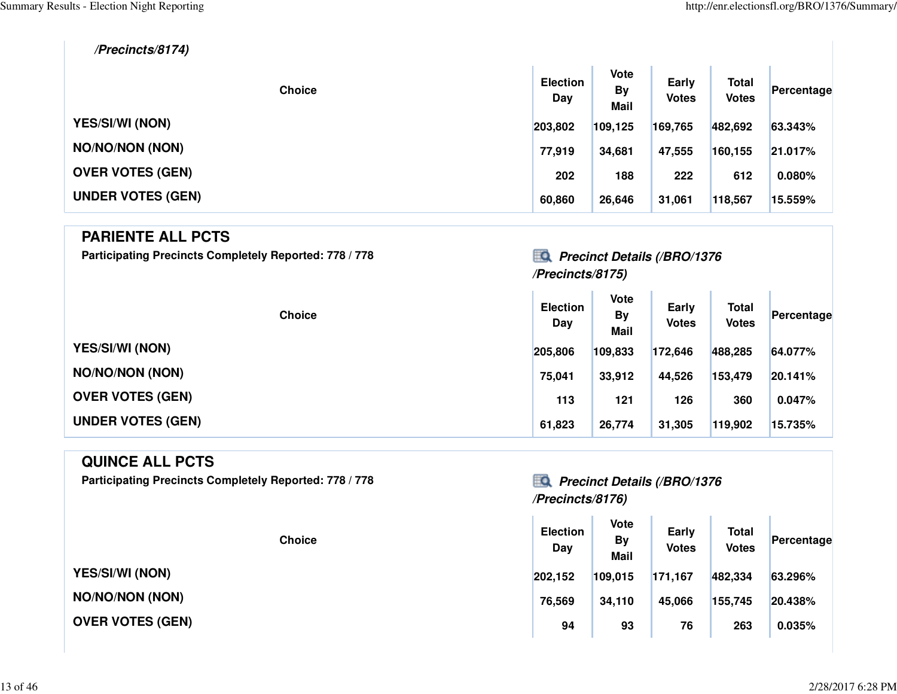*/Precincts/8174)*

| Choice | Election Day | Vote By Mail | Early Votes | Total Votes | Percentage |
|---|---|---|---|---|---|
| YES/SI/WI (NON) | 203,802 | 109,125 | 169,765 | 482,692 | 63.343% |
| NO/NO/NON (NON) | 77,919 | 34,681 | 47,555 | 160,155 | 21.017% |
| OVER VOTES (GEN) | 202 | 188 | 222 | 612 | 0.080% |
| UNDER VOTES (GEN) | 60,860 | 26,646 | 31,061 | 118,567 | 15.559% |

## PARIENTE ALL PCTS

**Participating Precincts Completely Reported: 778 / 778**

*Precinct Details (/BRO/1376/Precincts/8175)*

| Choice | Election Day | Vote By Mail | Early Votes | Total Votes | Percentage |
|---|---|---|---|---|---|
| YES/SI/WI (NON) | 205,806 | 109,833 | 172,646 | 488,285 | 64.077% |
| NO/NO/NON (NON) | 75,041 | 33,912 | 44,526 | 153,479 | 20.141% |
| OVER VOTES (GEN) | 113 | 121 | 126 | 360 | 0.047% |
| UNDER VOTES (GEN) | 61,823 | 26,774 | 31,305 | 119,902 | 15.735% |

## QUINCE ALL PCTS

**Participating Precincts Completely Reported: 778 / 778**

*Precinct Details (/BRO/1376/Precincts/8176)*

| Choice | Election Day | Vote By Mail | Early Votes | Total Votes | Percentage |
|---|---|---|---|---|---|
| YES/SI/WI (NON) | 202,152 | 109,015 | 171,167 | 482,334 | 63.296% |
| NO/NO/NON (NON) | 76,569 | 34,110 | 45,066 | 155,745 | 20.438% |
| OVER VOTES (GEN) | 94 | 93 | 76 | 263 | 0.035% |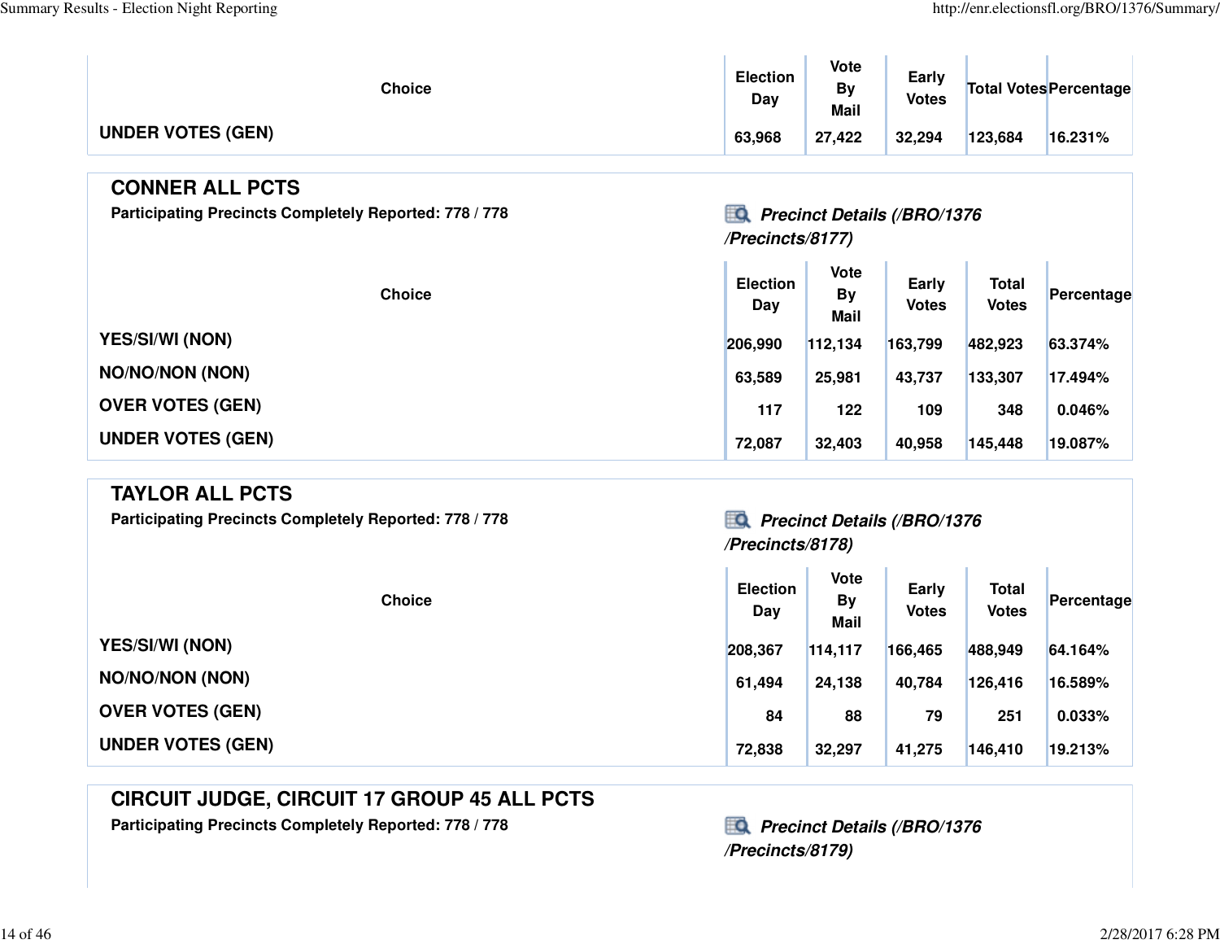| Choice | Election Day | Vote By Mail | Early Votes | Total Votes | Percentage |
|---|---|---|---|---|---|
| UNDER VOTES (GEN) | 63,968 | 27,422 | 32,294 | 123,684 | 16.231% |

## CONNER ALL PCTS

**Participating Precincts Completely Reported: 778 / 778**

***Precinct Details (/BRO/1376/Precincts/8177)***

| Choice | Election Day | Vote By Mail | Early Votes | Total Votes | Percentage |
|---|---|---|---|---|---|
| YES/SI/WI (NON) | 206,990 | 112,134 | 163,799 | 482,923 | 63.374% |
| NO/NO/NON (NON) | 63,589 | 25,981 | 43,737 | 133,307 | 17.494% |
| OVER VOTES (GEN) | 117 | 122 | 109 | 348 | 0.046% |
| UNDER VOTES (GEN) | 72,087 | 32,403 | 40,958 | 145,448 | 19.087% |

## TAYLOR ALL PCTS

**Participating Precincts Completely Reported: 778 / 778**

***Precinct Details (/BRO/1376/Precincts/8178)***

| Choice | Election Day | Vote By Mail | Early Votes | Total Votes | Percentage |
|---|---|---|---|---|---|
| YES/SI/WI (NON) | 208,367 | 114,117 | 166,465 | 488,949 | 64.164% |
| NO/NO/NON (NON) | 61,494 | 24,138 | 40,784 | 126,416 | 16.589% |
| OVER VOTES (GEN) | 84 | 88 | 79 | 251 | 0.033% |
| UNDER VOTES (GEN) | 72,838 | 32,297 | 41,275 | 146,410 | 19.213% |

## CIRCUIT JUDGE, CIRCUIT 17 GROUP 45 ALL PCTS

**Participating Precincts Completely Reported: 778 / 778**

***Precinct Details (/BRO/1376/Precincts/8179)***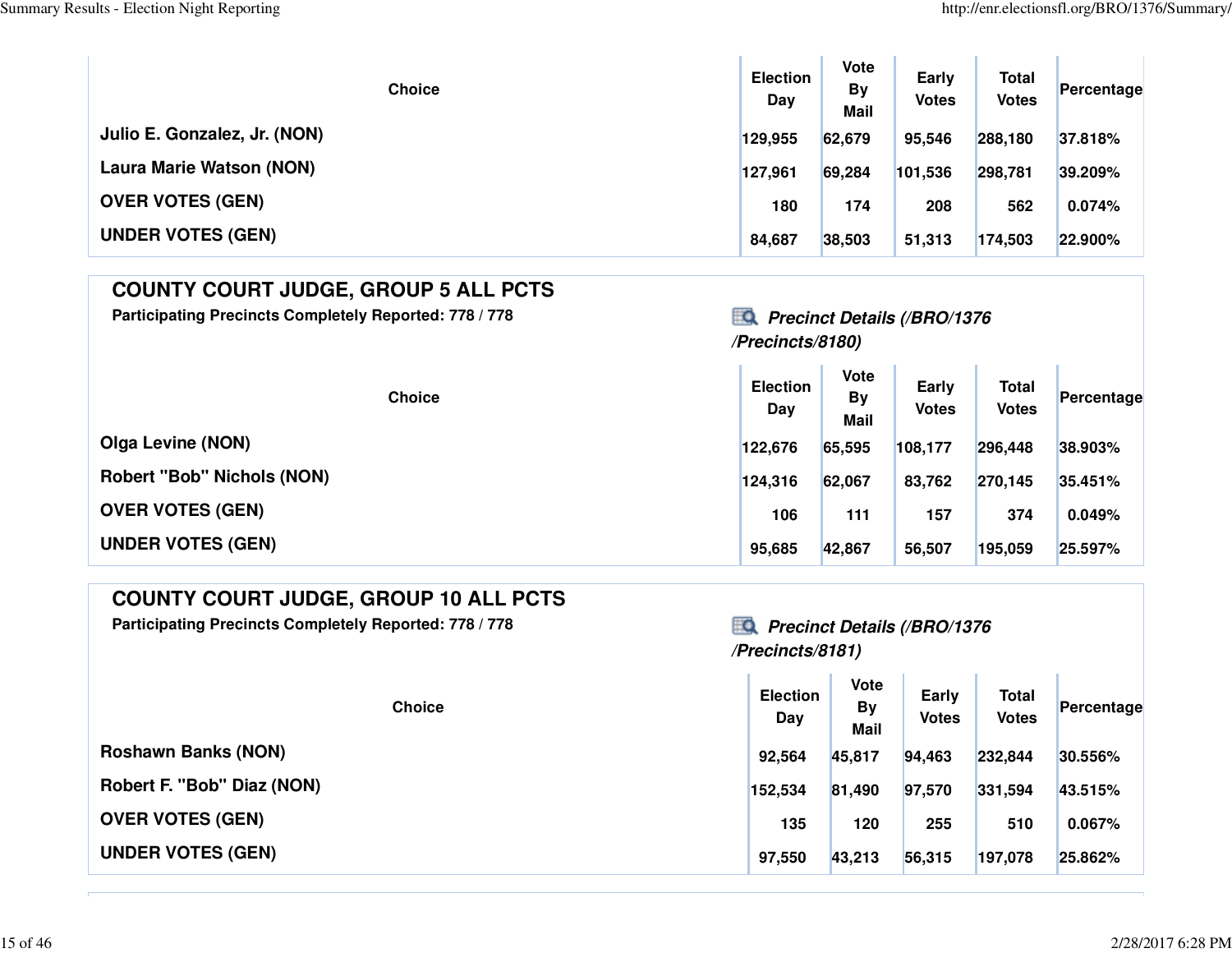| Choice | Election Day | Vote By Mail | Early Votes | Total Votes | Percentage |
| --- | --- | --- | --- | --- | --- |
| Julio E. Gonzalez, Jr. (NON) | 129,955 | 62,679 | 95,546 | 288,180 | 37.818% |
| Laura Marie Watson (NON) | 127,961 | 69,284 | 101,536 | 298,781 | 39.209% |
| OVER VOTES (GEN) | 180 | 174 | 208 | 562 | 0.074% |
| UNDER VOTES (GEN) | 84,687 | 38,503 | 51,313 | 174,503 | 22.900% |

## COUNTY COURT JUDGE, GROUP 5 ALL PCTS

**Participating Precincts Completely Reported: 778 / 778**

***Precinct Details (/BRO/1376/Precincts/8180)***

| Choice | Election Day | Vote By Mail | Early Votes | Total Votes | Percentage |
| --- | --- | --- | --- | --- | --- |
| Olga Levine (NON) | 122,676 | 65,595 | 108,177 | 296,448 | 38.903% |
| Robert "Bob" Nichols (NON) | 124,316 | 62,067 | 83,762 | 270,145 | 35.451% |
| OVER VOTES (GEN) | 106 | 111 | 157 | 374 | 0.049% |
| UNDER VOTES (GEN) | 95,685 | 42,867 | 56,507 | 195,059 | 25.597% |

## COUNTY COURT JUDGE, GROUP 10 ALL PCTS

**Participating Precincts Completely Reported: 778 / 778**

***Precinct Details (/BRO/1376/Precincts/8181)***

| Choice | Election Day | Vote By Mail | Early Votes | Total Votes | Percentage |
| --- | --- | --- | --- | --- | --- |
| Roshawn Banks (NON) | 92,564 | 45,817 | 94,463 | 232,844 | 30.556% |
| Robert F. "Bob" Diaz (NON) | 152,534 | 81,490 | 97,570 | 331,594 | 43.515% |
| OVER VOTES (GEN) | 135 | 120 | 255 | 510 | 0.067% |
| UNDER VOTES (GEN) | 97,550 | 43,213 | 56,315 | 197,078 | 25.862% |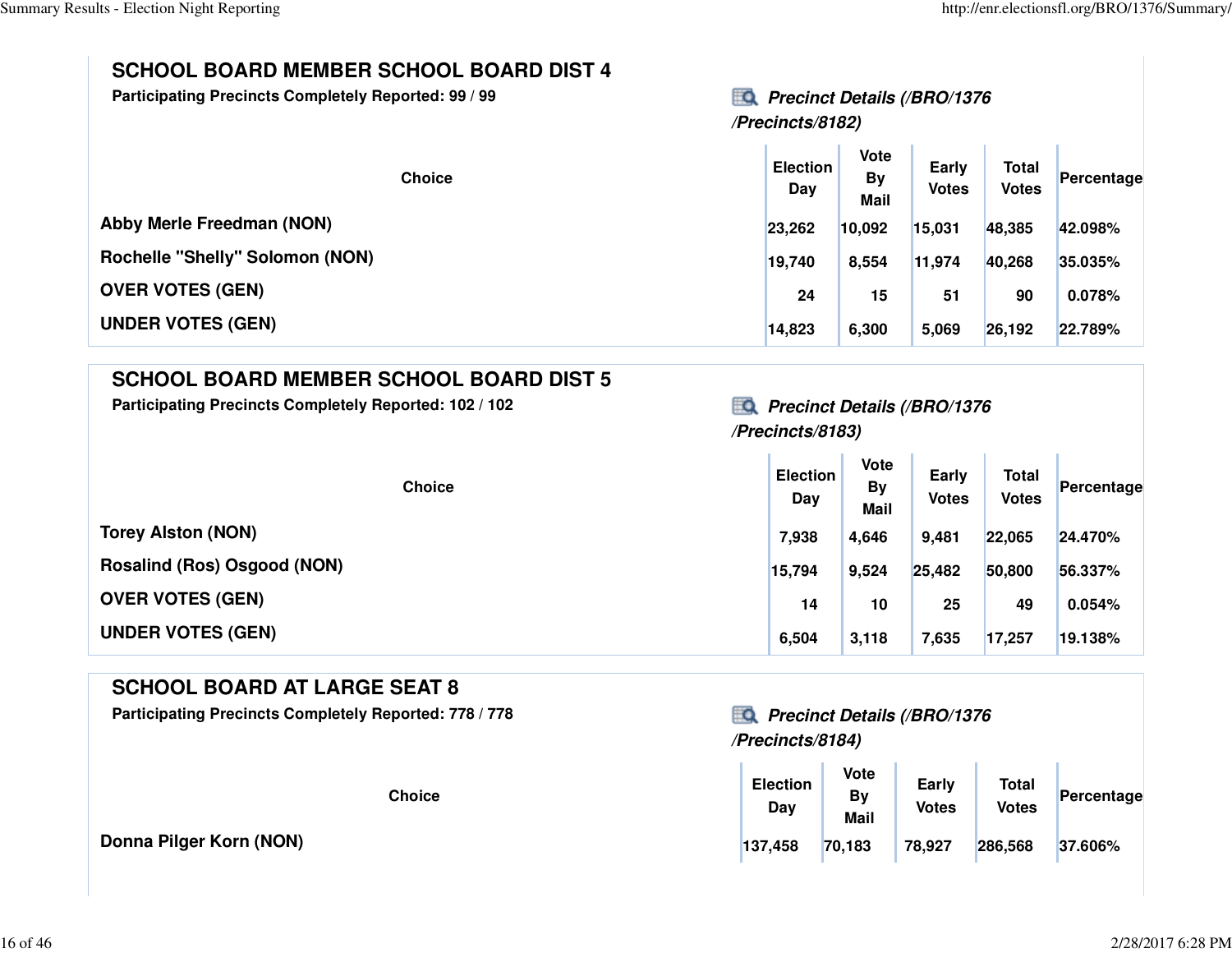## SCHOOL BOARD MEMBER SCHOOL BOARD DIST 4

**Participating Precincts Completely Reported: 99 / 99**

***Precinct Details (/BRO/1376/Precincts/8182)***

| Choice | Election Day | Vote By Mail | Early Votes | Total Votes | Percentage |
|---|---|---|---|---|---|
| Abby Merle Freedman (NON) | 23,262 | 10,092 | 15,031 | 48,385 | 42.098% |
| Rochelle "Shelly" Solomon (NON) | 19,740 | 8,554 | 11,974 | 40,268 | 35.035% |
| OVER VOTES (GEN) | 24 | 15 | 51 | 90 | 0.078% |
| UNDER VOTES (GEN) | 14,823 | 6,300 | 5,069 | 26,192 | 22.789% |

## SCHOOL BOARD MEMBER SCHOOL BOARD DIST 5

**Participating Precincts Completely Reported: 102 / 102**

***Precinct Details (/BRO/1376/Precincts/8183)***

| Choice | Election Day | Vote By Mail | Early Votes | Total Votes | Percentage |
|---|---|---|---|---|---|
| Torey Alston (NON) | 7,938 | 4,646 | 9,481 | 22,065 | 24.470% |
| Rosalind (Ros) Osgood (NON) | 15,794 | 9,524 | 25,482 | 50,800 | 56.337% |
| OVER VOTES (GEN) | 14 | 10 | 25 | 49 | 0.054% |
| UNDER VOTES (GEN) | 6,504 | 3,118 | 7,635 | 17,257 | 19.138% |

## SCHOOL BOARD AT LARGE SEAT 8

**Participating Precincts Completely Reported: 778 / 778**

***Precinct Details (/BRO/1376/Precincts/8184)***

| Choice | Election Day | Vote By Mail | Early Votes | Total Votes | Percentage |
|---|---|---|---|---|---|
| Donna Pilger Korn (NON) | 137,458 | 70,183 | 78,927 | 286,568 | 37.606% |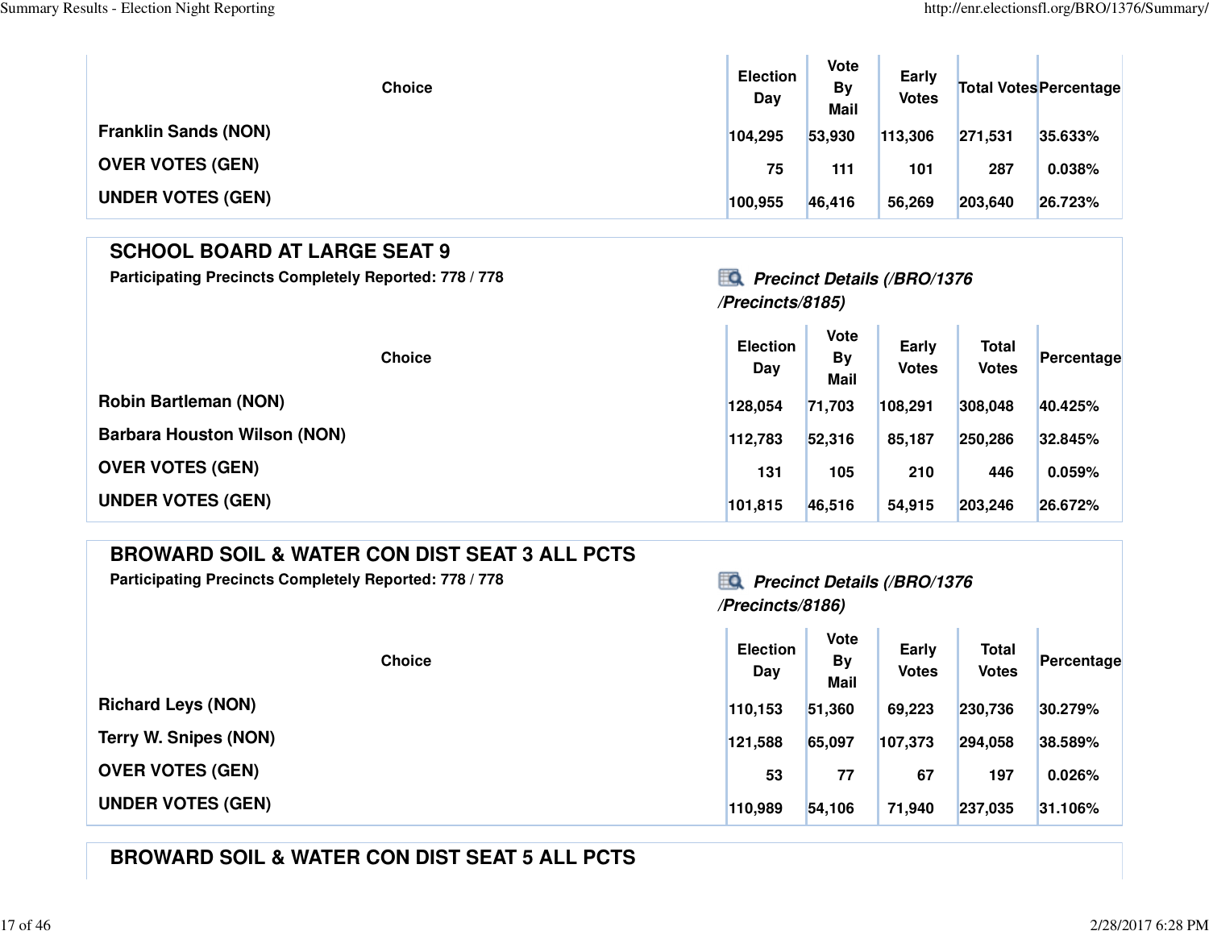| Choice | Election Day | Vote By Mail | Early Votes | Total Votes | Percentage |
|---|---|---|---|---|---|
| Franklin Sands (NON) | 104,295 | 53,930 | 113,306 | 271,531 | 35.633% |
| OVER VOTES (GEN) | 75 | 111 | 101 | 287 | 0.038% |
| UNDER VOTES (GEN) | 100,955 | 46,416 | 56,269 | 203,640 | 26.723% |

## SCHOOL BOARD AT LARGE SEAT 9

**Participating Precincts Completely Reported: 778 / 778**

***Precinct Details (/BRO/1376/Precincts/8185)***

| Choice | Election Day | Vote By Mail | Early Votes | Total Votes | Percentage |
|---|---|---|---|---|---|
| Robin Bartleman (NON) | 128,054 | 71,703 | 108,291 | 308,048 | 40.425% |
| Barbara Houston Wilson (NON) | 112,783 | 52,316 | 85,187 | 250,286 | 32.845% |
| OVER VOTES (GEN) | 131 | 105 | 210 | 446 | 0.059% |
| UNDER VOTES (GEN) | 101,815 | 46,516 | 54,915 | 203,246 | 26.672% |

## BROWARD SOIL & WATER CON DIST SEAT 3 ALL PCTS

**Participating Precincts Completely Reported: 778 / 778**

***Precinct Details (/BRO/1376/Precincts/8186)***

| Choice | Election Day | Vote By Mail | Early Votes | Total Votes | Percentage |
|---|---|---|---|---|---|
| Richard Leys (NON) | 110,153 | 51,360 | 69,223 | 230,736 | 30.279% |
| Terry W. Snipes (NON) | 121,588 | 65,097 | 107,373 | 294,058 | 38.589% |
| OVER VOTES (GEN) | 53 | 77 | 67 | 197 | 0.026% |
| UNDER VOTES (GEN) | 110,989 | 54,106 | 71,940 | 237,035 | 31.106% |

## BROWARD SOIL & WATER CON DIST SEAT 5 ALL PCTS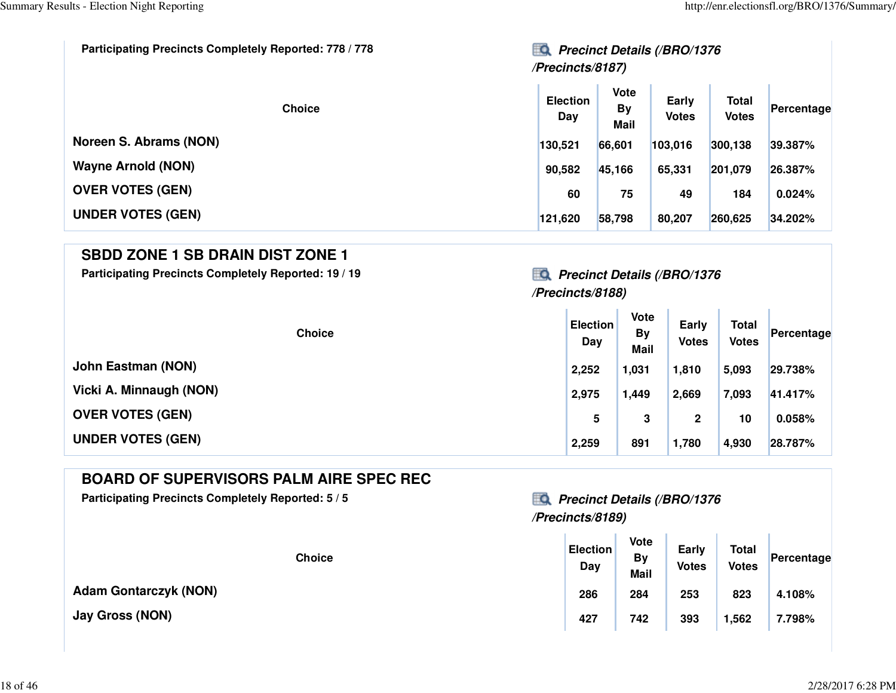Participating Precincts Completely Reported: 778 / 778

***Precinct Details (/BRO/1376/Precincts/8187)***

| Choice | Election Day | Vote By Mail | Early Votes | Total Votes | Percentage |
|---|---|---|---|---|---|
| Noreen S. Abrams (NON) | 130,521 | 66,601 | 103,016 | 300,138 | 39.387% |
| Wayne Arnold (NON) | 90,582 | 45,166 | 65,331 | 201,079 | 26.387% |
| OVER VOTES (GEN) | 60 | 75 | 49 | 184 | 0.024% |
| UNDER VOTES (GEN) | 121,620 | 58,798 | 80,207 | 260,625 | 34.202% |

## SBDD ZONE 1 SB DRAIN DIST ZONE 1

Participating Precincts Completely Reported: 19 / 19

***Precinct Details (/BRO/1376/Precincts/8188)***

| Choice | Election Day | Vote By Mail | Early Votes | Total Votes | Percentage |
|---|---|---|---|---|---|
| John Eastman (NON) | 2,252 | 1,031 | 1,810 | 5,093 | 29.738% |
| Vicki A. Minnaugh (NON) | 2,975 | 1,449 | 2,669 | 7,093 | 41.417% |
| OVER VOTES (GEN) | 5 | 3 | 2 | 10 | 0.058% |
| UNDER VOTES (GEN) | 2,259 | 891 | 1,780 | 4,930 | 28.787% |

## BOARD OF SUPERVISORS PALM AIRE SPEC REC

Participating Precincts Completely Reported: 5 / 5

***Precinct Details (/BRO/1376/Precincts/8189)***

| Choice | Election Day | Vote By Mail | Early Votes | Total Votes | Percentage |
|---|---|---|---|---|---|
| Adam Gontarczyk (NON) | 286 | 284 | 253 | 823 | 4.108% |
| Jay Gross (NON) | 427 | 742 | 393 | 1,562 | 7.798% |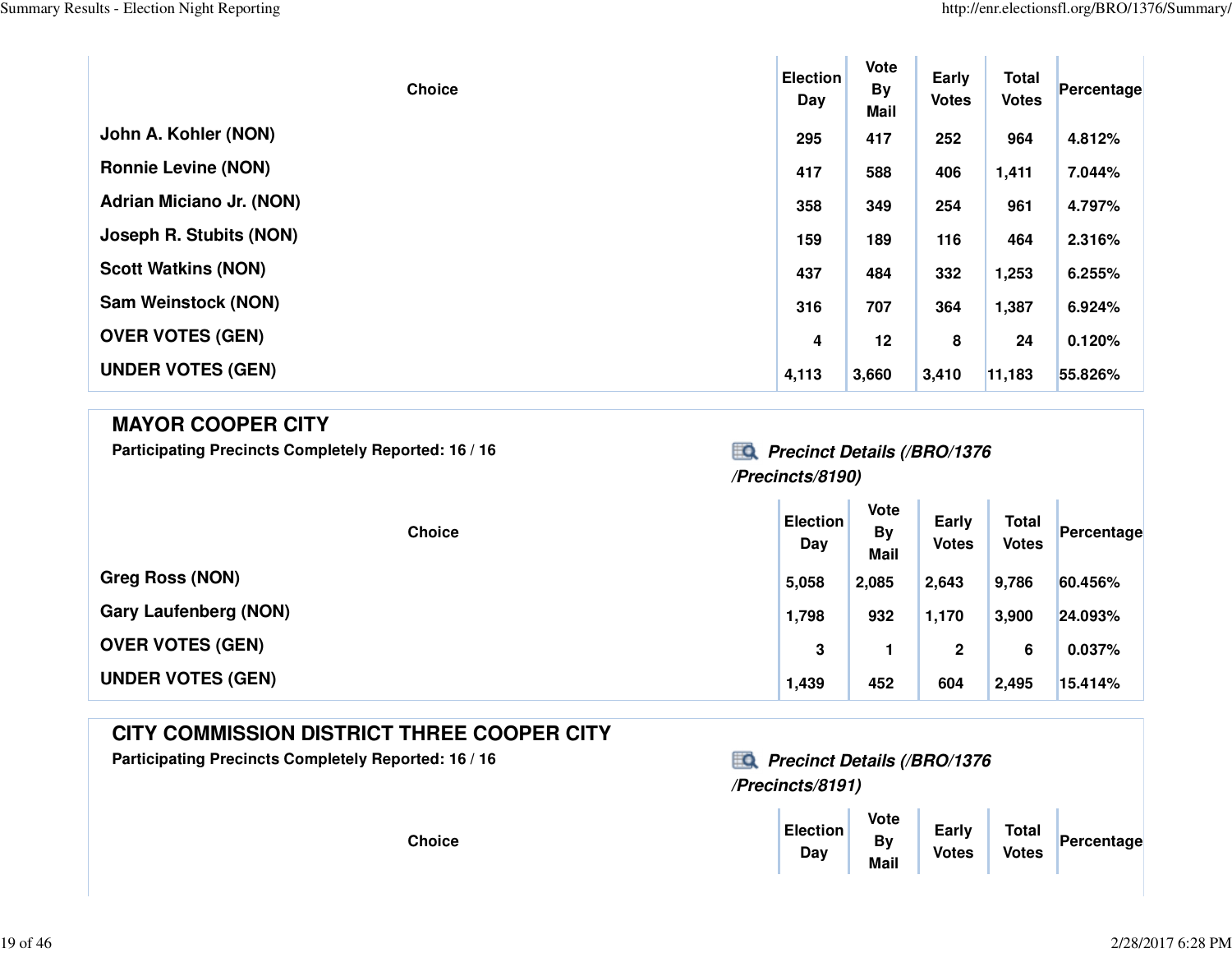| Choice | Election Day | Vote By Mail | Early Votes | Total Votes | Percentage |
|---|---|---|---|---|---|
| John A. Kohler (NON) | 295 | 417 | 252 | 964 | 4.812% |
| Ronnie Levine (NON) | 417 | 588 | 406 | 1,411 | 7.044% |
| Adrian Miciano Jr. (NON) | 358 | 349 | 254 | 961 | 4.797% |
| Joseph R. Stubits (NON) | 159 | 189 | 116 | 464 | 2.316% |
| Scott Watkins (NON) | 437 | 484 | 332 | 1,253 | 6.255% |
| Sam Weinstock (NON) | 316 | 707 | 364 | 1,387 | 6.924% |
| OVER VOTES (GEN) | 4 | 12 | 8 | 24 | 0.120% |
| UNDER VOTES (GEN) | 4,113 | 3,660 | 3,410 | 11,183 | 55.826% |

## MAYOR COOPER CITY

**Participating Precincts Completely Reported: 16 / 16**

***Precinct Details (/BRO/1376/Precincts/8190)***

| Choice | Election Day | Vote By Mail | Early Votes | Total Votes | Percentage |
|---|---|---|---|---|---|
| Greg Ross (NON) | 5,058 | 2,085 | 2,643 | 9,786 | 60.456% |
| Gary Laufenberg (NON) | 1,798 | 932 | 1,170 | 3,900 | 24.093% |
| OVER VOTES (GEN) | 3 | 1 | 2 | 6 | 0.037% |
| UNDER VOTES (GEN) | 1,439 | 452 | 604 | 2,495 | 15.414% |

## CITY COMMISSION DISTRICT THREE COOPER CITY

**Participating Precincts Completely Reported: 16 / 16**

***Precinct Details (/BRO/1376/Precincts/8191)***

| Choice | Election Day | Vote By Mail | Early Votes | Total Votes | Percentage |
|---|---|---|---|---|---|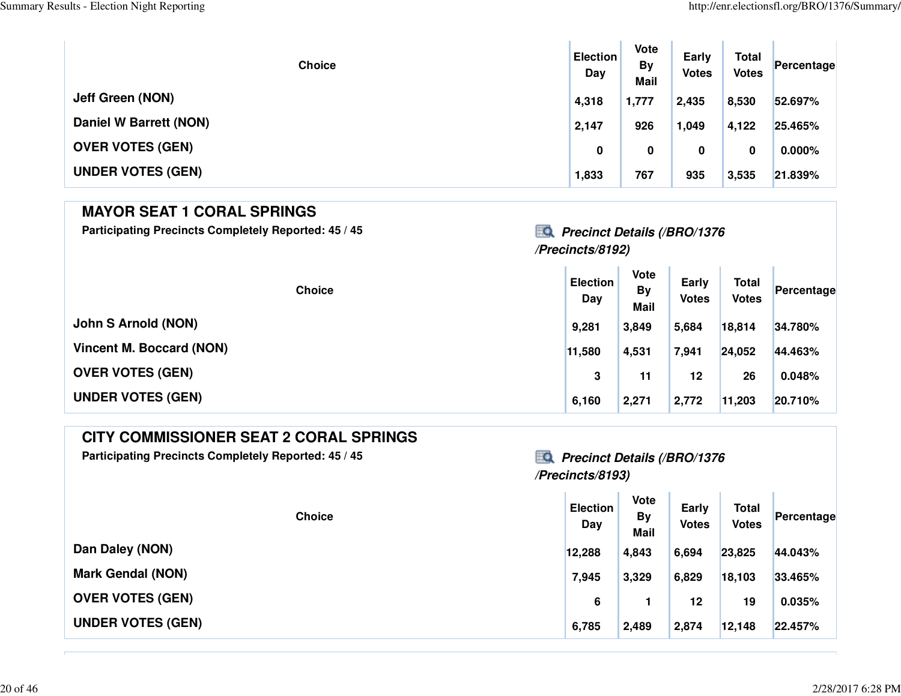| Choice | Election Day | Vote By Mail | Early Votes | Total Votes | Percentage |
|---|---|---|---|---|---|
| Jeff Green (NON) | 4,318 | 1,777 | 2,435 | 8,530 | 52.697% |
| Daniel W Barrett (NON) | 2,147 | 926 | 1,049 | 4,122 | 25.465% |
| OVER VOTES (GEN) | 0 | 0 | 0 | 0 | 0.000% |
| UNDER VOTES (GEN) | 1,833 | 767 | 935 | 3,535 | 21.839% |

## MAYOR SEAT 1 CORAL SPRINGS

**Participating Precincts Completely Reported: 45 / 45**

***Precinct Details (/BRO/1376/Precincts/8192)***

| Choice | Election Day | Vote By Mail | Early Votes | Total Votes | Percentage |
|---|---|---|---|---|---|
| John S Arnold (NON) | 9,281 | 3,849 | 5,684 | 18,814 | 34.780% |
| Vincent M. Boccard (NON) | 11,580 | 4,531 | 7,941 | 24,052 | 44.463% |
| OVER VOTES (GEN) | 3 | 11 | 12 | 26 | 0.048% |
| UNDER VOTES (GEN) | 6,160 | 2,271 | 2,772 | 11,203 | 20.710% |

## CITY COMMISSIONER SEAT 2 CORAL SPRINGS

**Participating Precincts Completely Reported: 45 / 45**

***Precinct Details (/BRO/1376/Precincts/8193)***

| Choice | Election Day | Vote By Mail | Early Votes | Total Votes | Percentage |
|---|---|---|---|---|---|
| Dan Daley (NON) | 12,288 | 4,843 | 6,694 | 23,825 | 44.043% |
| Mark Gendal (NON) | 7,945 | 3,329 | 6,829 | 18,103 | 33.465% |
| OVER VOTES (GEN) | 6 | 1 | 12 | 19 | 0.035% |
| UNDER VOTES (GEN) | 6,785 | 2,489 | 2,874 | 12,148 | 22.457% |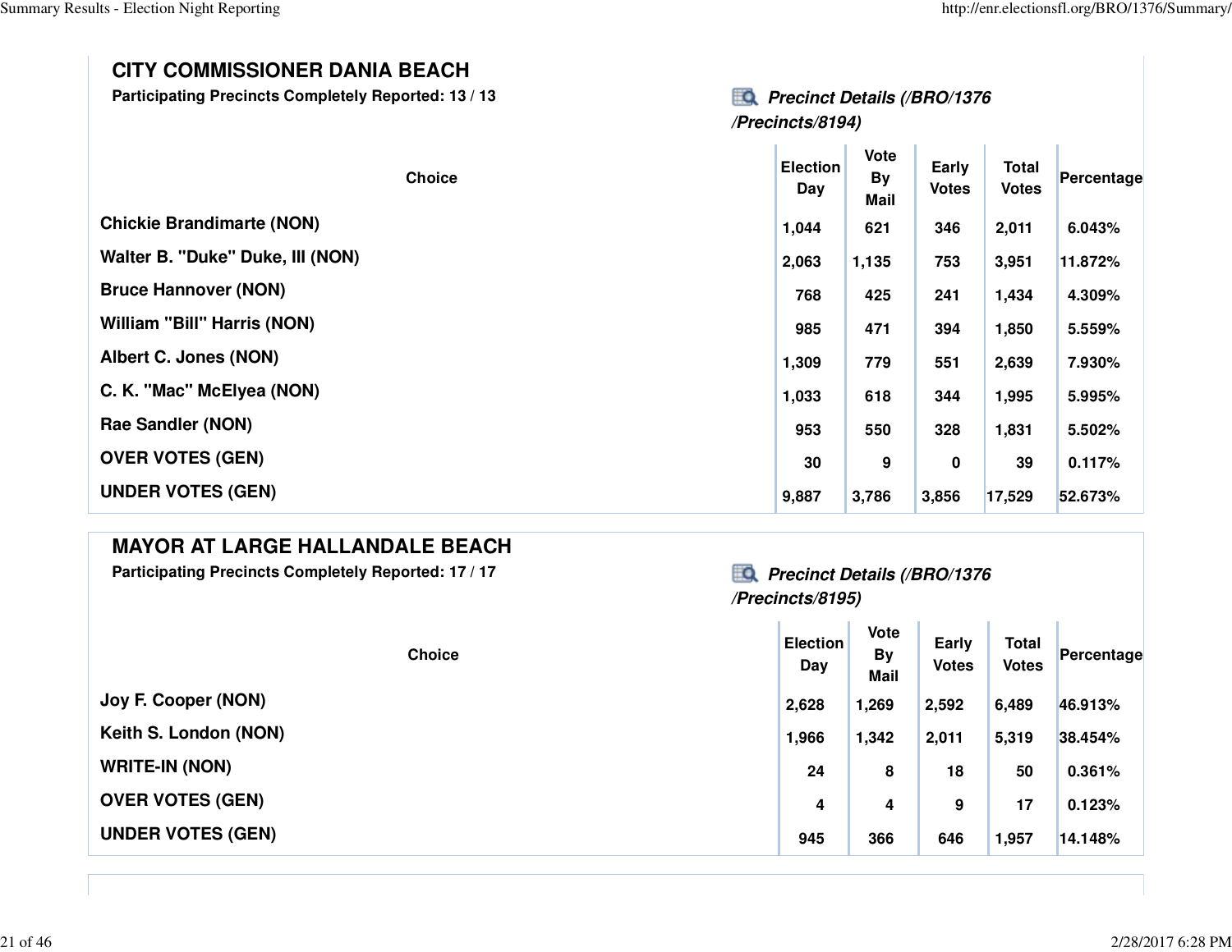## CITY COMMISSIONER DANIA BEACH

**Participating Precincts Completely Reported: 13 / 13**

***Precinct Details (/BRO/1376/Precincts/8194)***

| Choice | Election Day | Vote By Mail | Early Votes | Total Votes | Percentage |
|---|---|---|---|---|---|
| Chickie Brandimarte (NON) | 1,044 | 621 | 346 | 2,011 | 6.043% |
| Walter B. "Duke" Duke, III (NON) | 2,063 | 1,135 | 753 | 3,951 | 11.872% |
| Bruce Hannover (NON) | 768 | 425 | 241 | 1,434 | 4.309% |
| William "Bill" Harris (NON) | 985 | 471 | 394 | 1,850 | 5.559% |
| Albert C. Jones (NON) | 1,309 | 779 | 551 | 2,639 | 7.930% |
| C. K. "Mac" McElyea (NON) | 1,033 | 618 | 344 | 1,995 | 5.995% |
| Rae Sandler (NON) | 953 | 550 | 328 | 1,831 | 5.502% |
| OVER VOTES (GEN) | 30 | 9 | 0 | 39 | 0.117% |
| UNDER VOTES (GEN) | 9,887 | 3,786 | 3,856 | 17,529 | 52.673% |

## MAYOR AT LARGE HALLANDALE BEACH

**Participating Precincts Completely Reported: 17 / 17**

***Precinct Details (/BRO/1376/Precincts/8195)***

| Choice | Election Day | Vote By Mail | Early Votes | Total Votes | Percentage |
|---|---|---|---|---|---|
| Joy F. Cooper (NON) | 2,628 | 1,269 | 2,592 | 6,489 | 46.913% |
| Keith S. London (NON) | 1,966 | 1,342 | 2,011 | 5,319 | 38.454% |
| WRITE-IN (NON) | 24 | 8 | 18 | 50 | 0.361% |
| OVER VOTES (GEN) | 4 | 4 | 9 | 17 | 0.123% |
| UNDER VOTES (GEN) | 945 | 366 | 646 | 1,957 | 14.148% |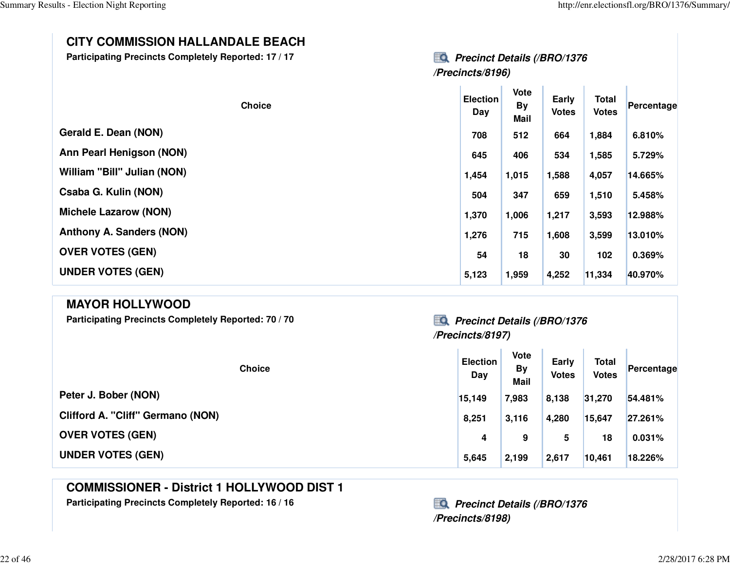## CITY COMMISSION HALLANDALE BEACH

**Participating Precincts Completely Reported: 17 / 17**

***Precinct Details (/BRO/1376/Precincts/8196)***

| Choice | Election Day | Vote By Mail | Early Votes | Total Votes | Percentage |
|---|---|---|---|---|---|
| Gerald E. Dean (NON) | 708 | 512 | 664 | 1,884 | 6.810% |
| Ann Pearl Henigson (NON) | 645 | 406 | 534 | 1,585 | 5.729% |
| William "Bill" Julian (NON) | 1,454 | 1,015 | 1,588 | 4,057 | 14.665% |
| Csaba G. Kulin (NON) | 504 | 347 | 659 | 1,510 | 5.458% |
| Michele Lazarow (NON) | 1,370 | 1,006 | 1,217 | 3,593 | 12.988% |
| Anthony A. Sanders (NON) | 1,276 | 715 | 1,608 | 3,599 | 13.010% |
| OVER VOTES (GEN) | 54 | 18 | 30 | 102 | 0.369% |
| UNDER VOTES (GEN) | 5,123 | 1,959 | 4,252 | 11,334 | 40.970% |

## MAYOR HOLLYWOOD

**Participating Precincts Completely Reported: 70 / 70**

***Precinct Details (/BRO/1376/Precincts/8197)***

| Choice | Election Day | Vote By Mail | Early Votes | Total Votes | Percentage |
|---|---|---|---|---|---|
| Peter J. Bober (NON) | 15,149 | 7,983 | 8,138 | 31,270 | 54.481% |
| Clifford A. "Cliff" Germano (NON) | 8,251 | 3,116 | 4,280 | 15,647 | 27.261% |
| OVER VOTES (GEN) | 4 | 9 | 5 | 18 | 0.031% |
| UNDER VOTES (GEN) | 5,645 | 2,199 | 2,617 | 10,461 | 18.226% |

## COMMISSIONER - District 1 HOLLYWOOD DIST 1

**Participating Precincts Completely Reported: 16 / 16**

***Precinct Details (/BRO/1376/Precincts/8198)***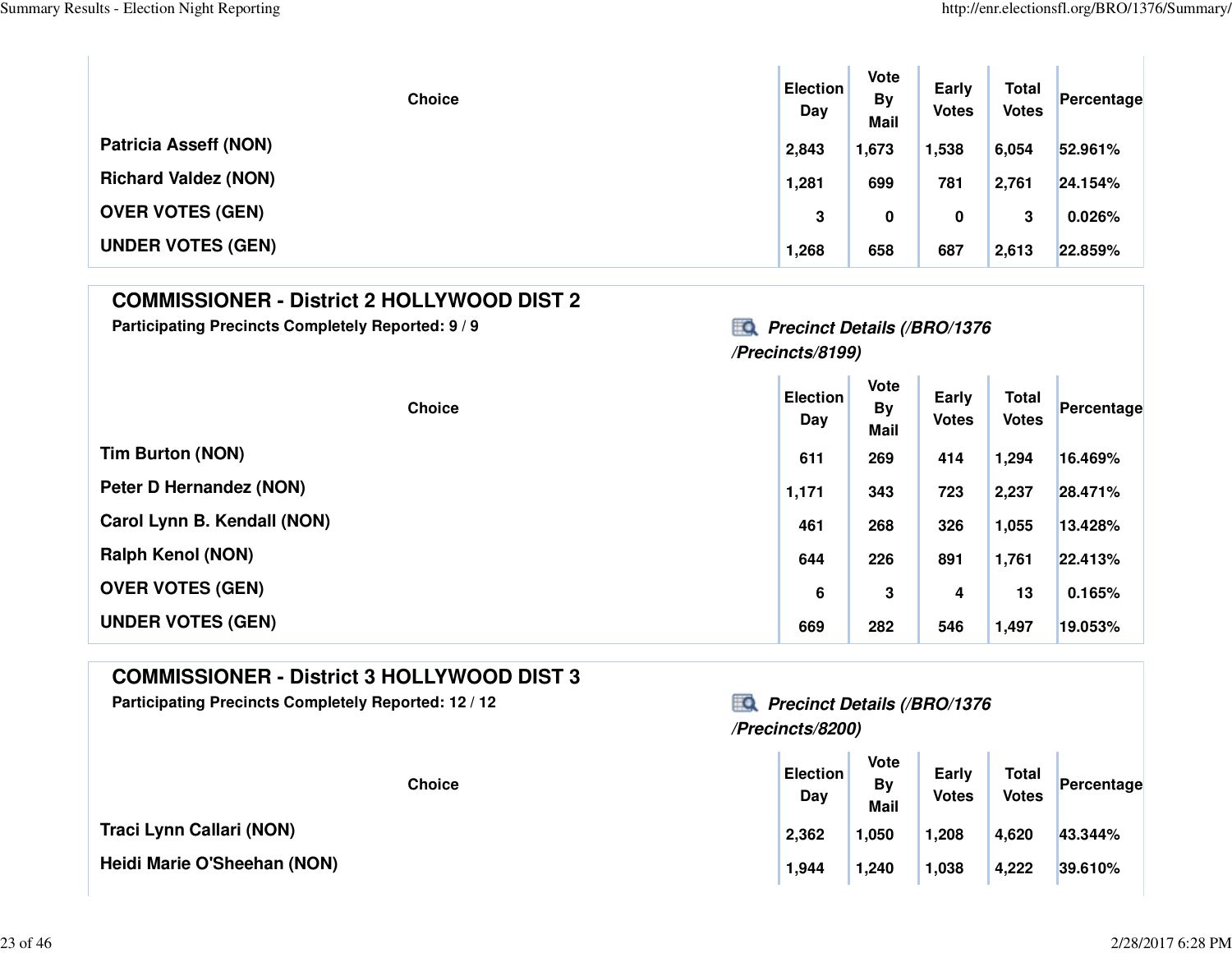| Choice | Election Day | Vote By Mail | Early Votes | Total Votes | Percentage |
|---|---|---|---|---|---|
| Patricia Asseff (NON) | 2,843 | 1,673 | 1,538 | 6,054 | 52.961% |
| Richard Valdez (NON) | 1,281 | 699 | 781 | 2,761 | 24.154% |
| OVER VOTES (GEN) | 3 | 0 | 0 | 3 | 0.026% |
| UNDER VOTES (GEN) | 1,268 | 658 | 687 | 2,613 | 22.859% |

## COMMISSIONER - District 2 HOLLYWOOD DIST 2

**Participating Precincts Completely Reported: 9 / 9**

***Precinct Details (/BRO/1376/Precincts/8199)***

| Choice | Election Day | Vote By Mail | Early Votes | Total Votes | Percentage |
|---|---|---|---|---|---|
| Tim Burton (NON) | 611 | 269 | 414 | 1,294 | 16.469% |
| Peter D Hernandez (NON) | 1,171 | 343 | 723 | 2,237 | 28.471% |
| Carol Lynn B. Kendall (NON) | 461 | 268 | 326 | 1,055 | 13.428% |
| Ralph Kenol (NON) | 644 | 226 | 891 | 1,761 | 22.413% |
| OVER VOTES (GEN) | 6 | 3 | 4 | 13 | 0.165% |
| UNDER VOTES (GEN) | 669 | 282 | 546 | 1,497 | 19.053% |

## COMMISSIONER - District 3 HOLLYWOOD DIST 3

**Participating Precincts Completely Reported: 12 / 12**

***Precinct Details (/BRO/1376/Precincts/8200)***

| Choice | Election Day | Vote By Mail | Early Votes | Total Votes | Percentage |
|---|---|---|---|---|---|
| Traci Lynn Callari (NON) | 2,362 | 1,050 | 1,208 | 4,620 | 43.344% |
| Heidi Marie O'Sheehan (NON) | 1,944 | 1,240 | 1,038 | 4,222 | 39.610% |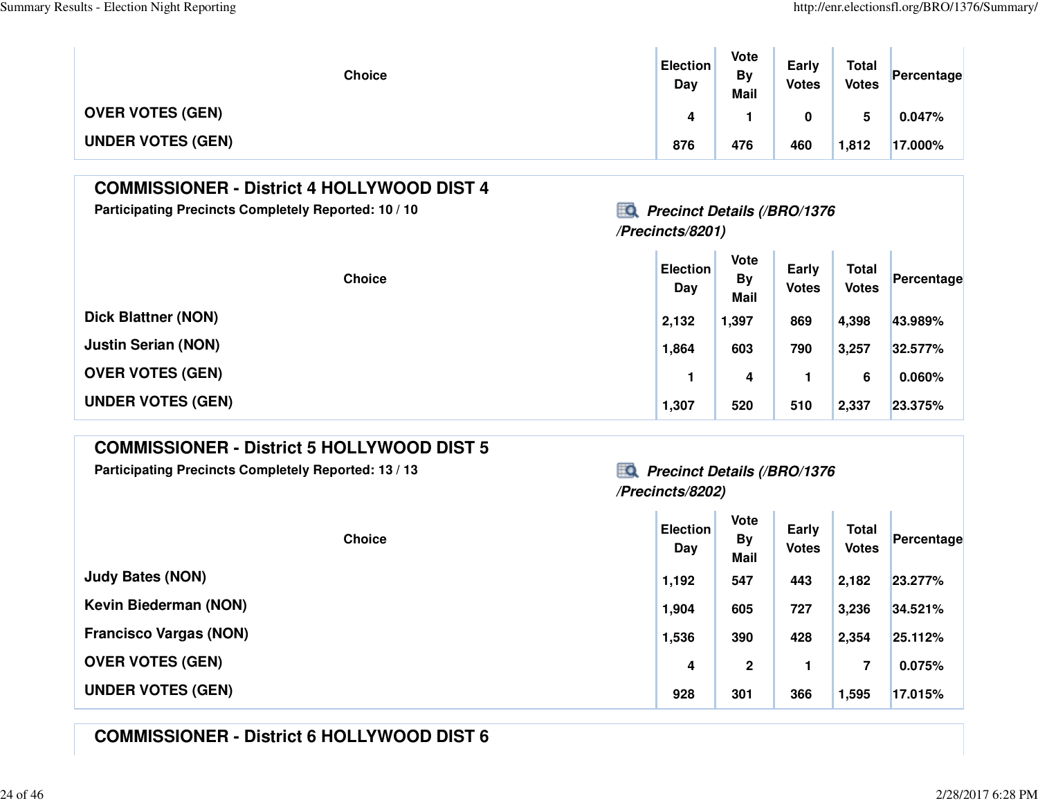| Choice | Election Day | Vote By Mail | Early Votes | Total Votes | Percentage |
| --- | --- | --- | --- | --- | --- |
| OVER VOTES (GEN) | 4 | 1 | 0 | 5 | 0.047% |
| UNDER VOTES (GEN) | 876 | 476 | 460 | 1,812 | 17.000% |

## COMMISSIONER - District 4 HOLLYWOOD DIST 4

**Participating Precincts Completely Reported: 10 / 10**

***Precinct Details (/BRO/1376/Precincts/8201)***

| Choice | Election Day | Vote By Mail | Early Votes | Total Votes | Percentage |
| --- | --- | --- | --- | --- | --- |
| Dick Blattner (NON) | 2,132 | 1,397 | 869 | 4,398 | 43.989% |
| Justin Serian (NON) | 1,864 | 603 | 790 | 3,257 | 32.577% |
| OVER VOTES (GEN) | 1 | 4 | 1 | 6 | 0.060% |
| UNDER VOTES (GEN) | 1,307 | 520 | 510 | 2,337 | 23.375% |

## COMMISSIONER - District 5 HOLLYWOOD DIST 5

**Participating Precincts Completely Reported: 13 / 13**

***Precinct Details (/BRO/1376/Precincts/8202)***

| Choice | Election Day | Vote By Mail | Early Votes | Total Votes | Percentage |
| --- | --- | --- | --- | --- | --- |
| Judy Bates (NON) | 1,192 | 547 | 443 | 2,182 | 23.277% |
| Kevin Biederman (NON) | 1,904 | 605 | 727 | 3,236 | 34.521% |
| Francisco Vargas (NON) | 1,536 | 390 | 428 | 2,354 | 25.112% |
| OVER VOTES (GEN) | 4 | 2 | 1 | 7 | 0.075% |
| UNDER VOTES (GEN) | 928 | 301 | 366 | 1,595 | 17.015% |

## COMMISSIONER - District 6 HOLLYWOOD DIST 6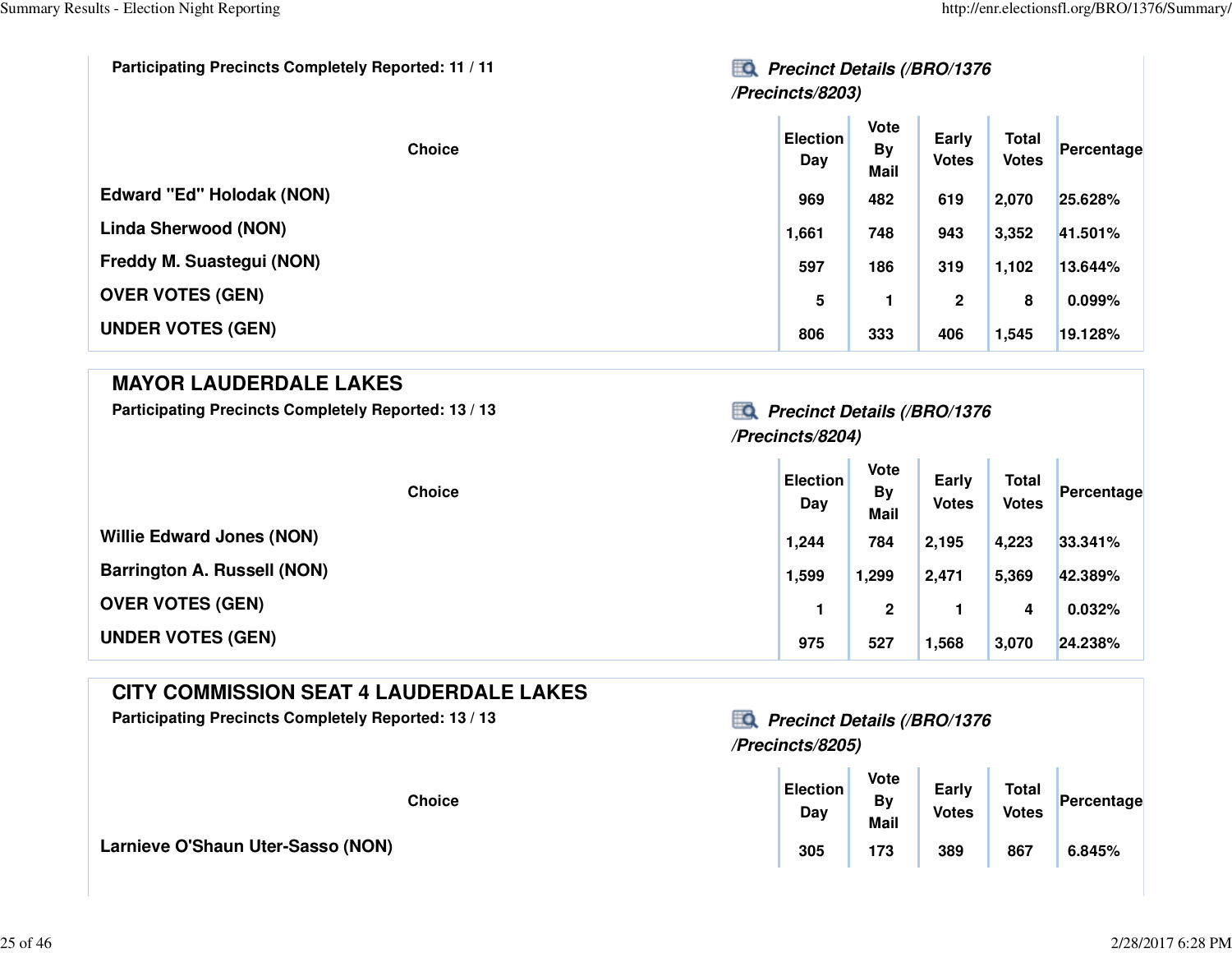Participating Precincts Completely Reported: 11 / 11

***Precinct Details (/BRO/1376/Precincts/8203)***

| Choice | Election Day | Vote By Mail | Early Votes | Total Votes | Percentage |
|---|---|---|---|---|---|
| Edward "Ed" Holodak (NON) | 969 | 482 | 619 | 2,070 | 25.628% |
| Linda Sherwood (NON) | 1,661 | 748 | 943 | 3,352 | 41.501% |
| Freddy M. Suastegui (NON) | 597 | 186 | 319 | 1,102 | 13.644% |
| OVER VOTES (GEN) | 5 | 1 | 2 | 8 | 0.099% |
| UNDER VOTES (GEN) | 806 | 333 | 406 | 1,545 | 19.128% |

## MAYOR LAUDERDALE LAKES

Participating Precincts Completely Reported: 13 / 13

***Precinct Details (/BRO/1376/Precincts/8204)***

| Choice | Election Day | Vote By Mail | Early Votes | Total Votes | Percentage |
|---|---|---|---|---|---|
| Willie Edward Jones (NON) | 1,244 | 784 | 2,195 | 4,223 | 33.341% |
| Barrington A. Russell (NON) | 1,599 | 1,299 | 2,471 | 5,369 | 42.389% |
| OVER VOTES (GEN) | 1 | 2 | 1 | 4 | 0.032% |
| UNDER VOTES (GEN) | 975 | 527 | 1,568 | 3,070 | 24.238% |

## CITY COMMISSION SEAT 4 LAUDERDALE LAKES

Participating Precincts Completely Reported: 13 / 13

***Precinct Details (/BRO/1376/Precincts/8205)***

| Choice | Election Day | Vote By Mail | Early Votes | Total Votes | Percentage |
|---|---|---|---|---|---|
| Larnieve O'Shaun Uter-Sasso (NON) | 305 | 173 | 389 | 867 | 6.845% |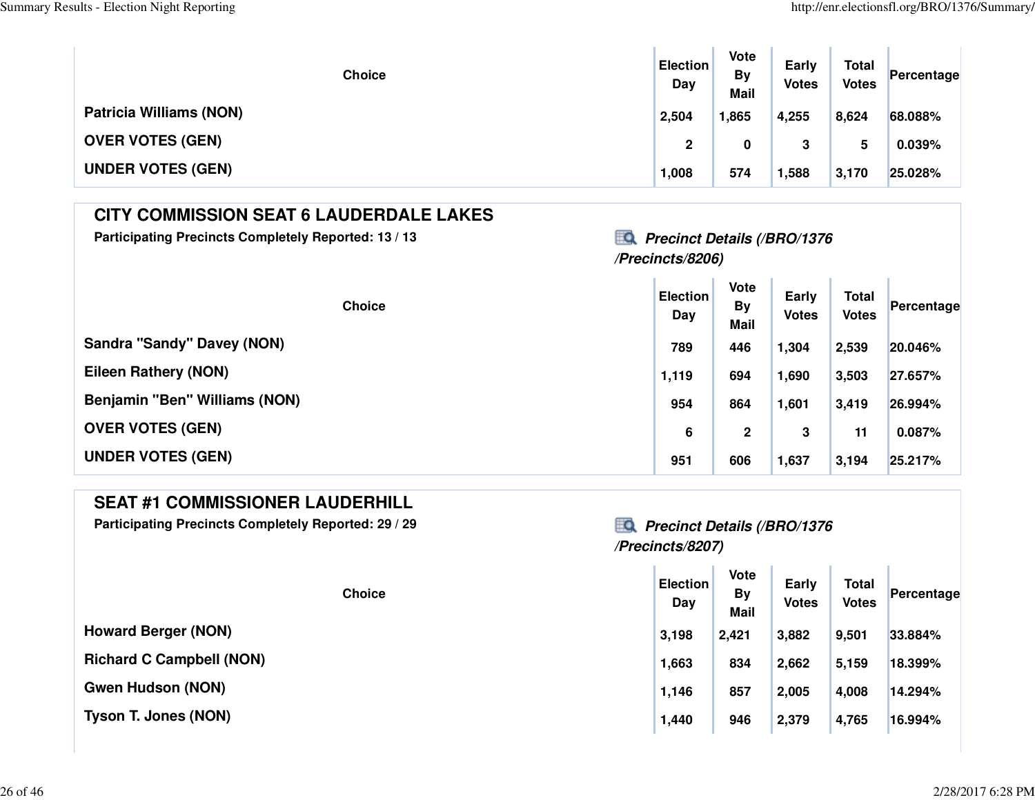| Choice | Election Day | Vote By Mail | Early Votes | Total Votes | Percentage |
|---|---|---|---|---|---|
| Patricia Williams (NON) | 2,504 | 1,865 | 4,255 | 8,624 | 68.088% |
| OVER VOTES (GEN) | 2 | 0 | 3 | 5 | 0.039% |
| UNDER VOTES (GEN) | 1,008 | 574 | 1,588 | 3,170 | 25.028% |

## CITY COMMISSION SEAT 6 LAUDERDALE LAKES

**Participating Precincts Completely Reported: 13 / 13**

***Precinct Details (/BRO/1376/Precincts/8206)***

| Choice | Election Day | Vote By Mail | Early Votes | Total Votes | Percentage |
|---|---|---|---|---|---|
| Sandra "Sandy" Davey (NON) | 789 | 446 | 1,304 | 2,539 | 20.046% |
| Eileen Rathery (NON) | 1,119 | 694 | 1,690 | 3,503 | 27.657% |
| Benjamin "Ben" Williams (NON) | 954 | 864 | 1,601 | 3,419 | 26.994% |
| OVER VOTES (GEN) | 6 | 2 | 3 | 11 | 0.087% |
| UNDER VOTES (GEN) | 951 | 606 | 1,637 | 3,194 | 25.217% |

## SEAT #1 COMMISSIONER LAUDERHILL

**Participating Precincts Completely Reported: 29 / 29**

***Precinct Details (/BRO/1376/Precincts/8207)***

| Choice | Election Day | Vote By Mail | Early Votes | Total Votes | Percentage |
|---|---|---|---|---|---|
| Howard Berger (NON) | 3,198 | 2,421 | 3,882 | 9,501 | 33.884% |
| Richard C Campbell (NON) | 1,663 | 834 | 2,662 | 5,159 | 18.399% |
| Gwen Hudson (NON) | 1,146 | 857 | 2,005 | 4,008 | 14.294% |
| Tyson T. Jones (NON) | 1,440 | 946 | 2,379 | 4,765 | 16.994% |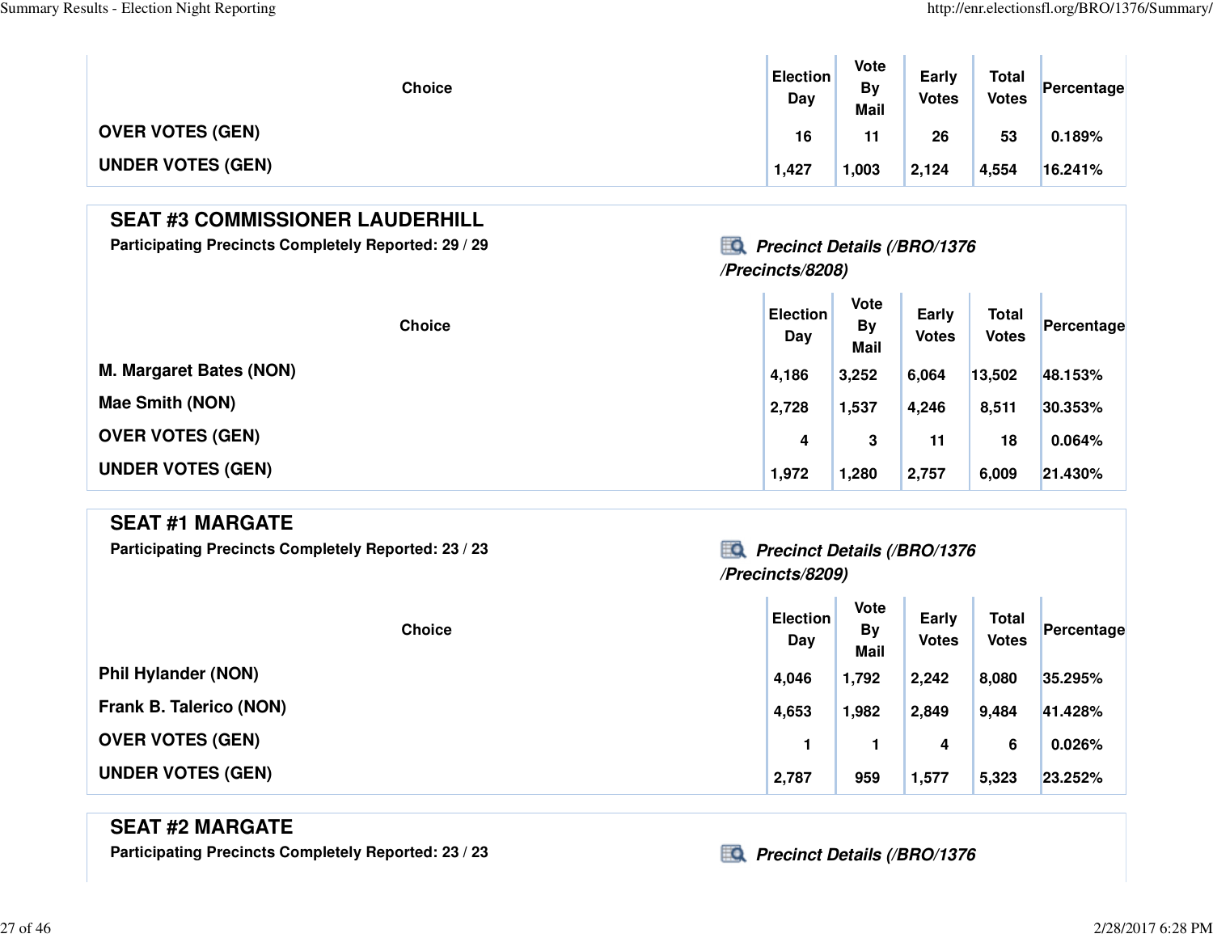| Choice | Election Day | Vote By Mail | Early Votes | Total Votes | Percentage |
|---|---|---|---|---|---|
| OVER VOTES (GEN) | 16 | 11 | 26 | 53 | 0.189% |
| UNDER VOTES (GEN) | 1,427 | 1,003 | 2,124 | 4,554 | 16.241% |

## SEAT #3 COMMISSIONER LAUDERHILL

**Participating Precincts Completely Reported: 29 / 29**

***Precinct Details (/BRO/1376/Precincts/8208)***

| Choice | Election Day | Vote By Mail | Early Votes | Total Votes | Percentage |
|---|---|---|---|---|---|
| M. Margaret Bates (NON) | 4,186 | 3,252 | 6,064 | 13,502 | 48.153% |
| Mae Smith (NON) | 2,728 | 1,537 | 4,246 | 8,511 | 30.353% |
| OVER VOTES (GEN) | 4 | 3 | 11 | 18 | 0.064% |
| UNDER VOTES (GEN) | 1,972 | 1,280 | 2,757 | 6,009 | 21.430% |

## SEAT #1 MARGATE

**Participating Precincts Completely Reported: 23 / 23**

***Precinct Details (/BRO/1376/Precincts/8209)***

| Choice | Election Day | Vote By Mail | Early Votes | Total Votes | Percentage |
|---|---|---|---|---|---|
| Phil Hylander (NON) | 4,046 | 1,792 | 2,242 | 8,080 | 35.295% |
| Frank B. Talerico (NON) | 4,653 | 1,982 | 2,849 | 9,484 | 41.428% |
| OVER VOTES (GEN) | 1 | 1 | 4 | 6 | 0.026% |
| UNDER VOTES (GEN) | 2,787 | 959 | 1,577 | 5,323 | 23.252% |

## SEAT #2 MARGATE

**Participating Precincts Completely Reported: 23 / 23**

***Precinct Details (/BRO/1376***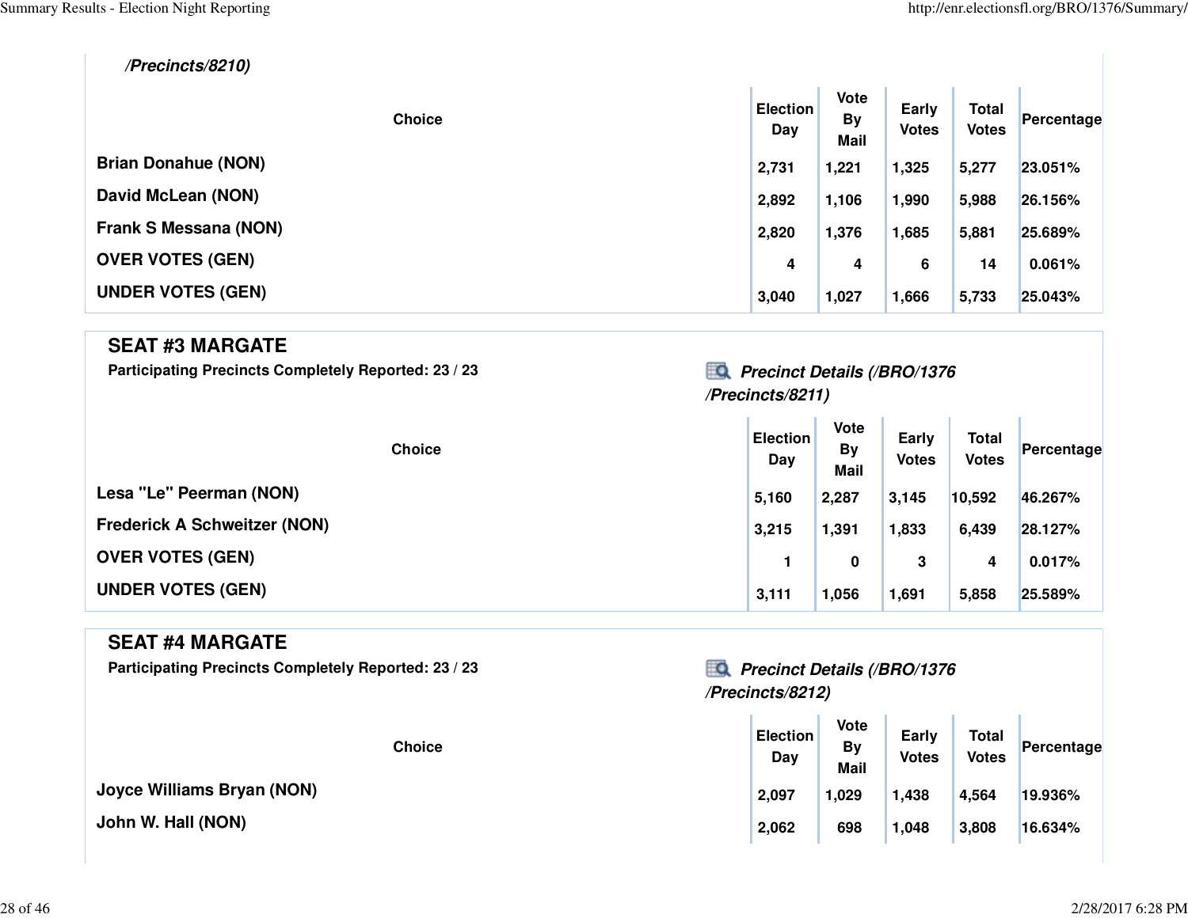*/Precincts/8210)*

| Choice | Election Day | Vote By Mail | Early Votes | Total Votes | Percentage |
|---|---|---|---|---|---|
| Brian Donahue (NON) | 2,731 | 1,221 | 1,325 | 5,277 | 23.051% |
| David McLean (NON) | 2,892 | 1,106 | 1,990 | 5,988 | 26.156% |
| Frank S Messana (NON) | 2,820 | 1,376 | 1,685 | 5,881 | 25.689% |
| OVER VOTES (GEN) | 4 | 4 | 6 | 14 | 0.061% |
| UNDER VOTES (GEN) | 3,040 | 1,027 | 1,666 | 5,733 | 25.043% |

## SEAT #3 MARGATE

**Participating Precincts Completely Reported: 23 / 23**

***Precinct Details (/BRO/1376/Precincts/8211)***

| Choice | Election Day | Vote By Mail | Early Votes | Total Votes | Percentage |
|---|---|---|---|---|---|
| Lesa "Le" Peerman (NON) | 5,160 | 2,287 | 3,145 | 10,592 | 46.267% |
| Frederick A Schweitzer (NON) | 3,215 | 1,391 | 1,833 | 6,439 | 28.127% |
| OVER VOTES (GEN) | 1 | 0 | 3 | 4 | 0.017% |
| UNDER VOTES (GEN) | 3,111 | 1,056 | 1,691 | 5,858 | 25.589% |

## SEAT #4 MARGATE

**Participating Precincts Completely Reported: 23 / 23**

***Precinct Details (/BRO/1376/Precincts/8212)***

| Choice | Election Day | Vote By Mail | Early Votes | Total Votes | Percentage |
|---|---|---|---|---|---|
| Joyce Williams Bryan (NON) | 2,097 | 1,029 | 1,438 | 4,564 | 19.936% |
| John W. Hall (NON) | 2,062 | 698 | 1,048 | 3,808 | 16.634% |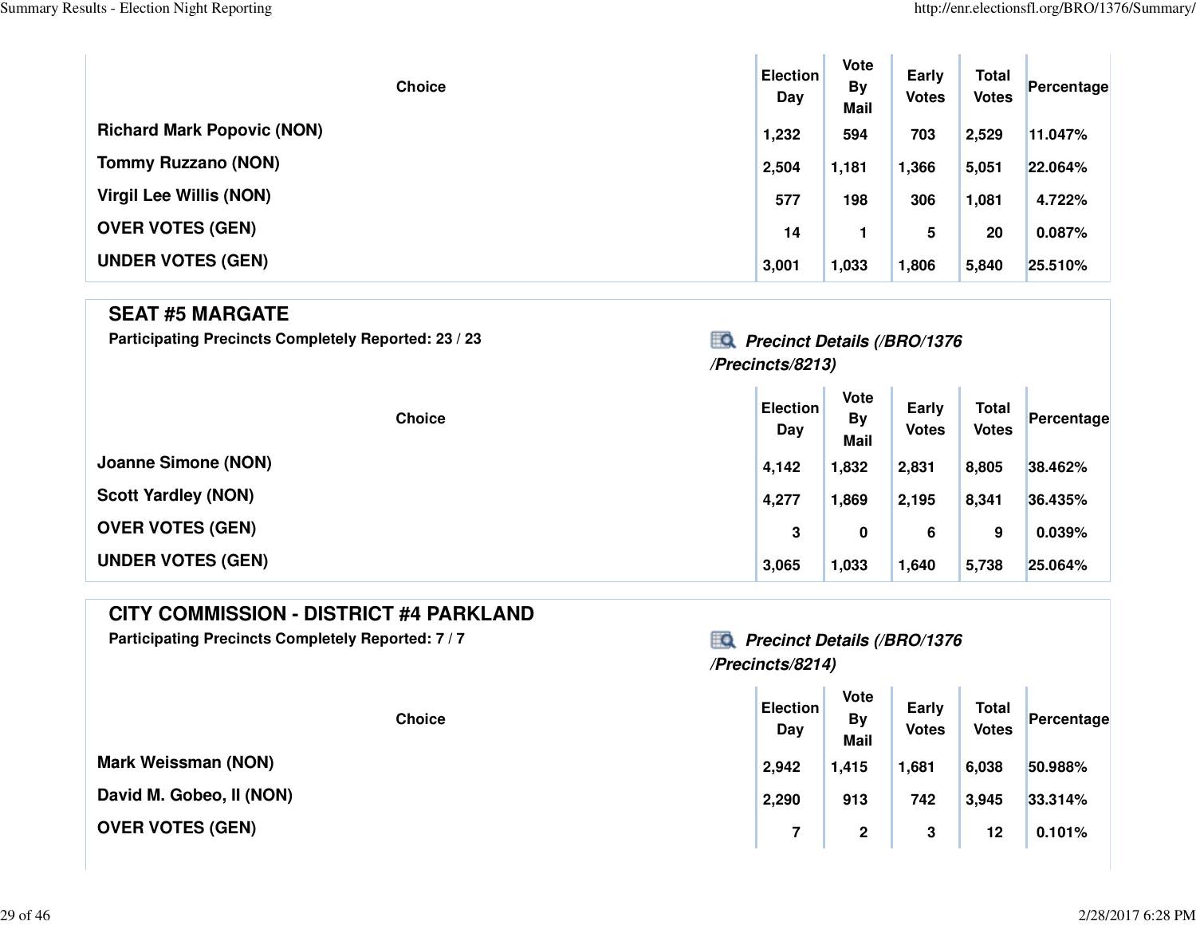| Choice | Election Day | Vote By Mail | Early Votes | Total Votes | Percentage |
|---|---|---|---|---|---|
| Richard Mark Popovic (NON) | 1,232 | 594 | 703 | 2,529 | 11.047% |
| Tommy Ruzzano (NON) | 2,504 | 1,181 | 1,366 | 5,051 | 22.064% |
| Virgil Lee Willis (NON) | 577 | 198 | 306 | 1,081 | 4.722% |
| OVER VOTES (GEN) | 14 | 1 | 5 | 20 | 0.087% |
| UNDER VOTES (GEN) | 3,001 | 1,033 | 1,806 | 5,840 | 25.510% |

## SEAT #5 MARGATE

**Participating Precincts Completely Reported: 23 / 23**

***Precinct Details (/BRO/1376/Precincts/8213)***

| Choice | Election Day | Vote By Mail | Early Votes | Total Votes | Percentage |
|---|---|---|---|---|---|
| Joanne Simone (NON) | 4,142 | 1,832 | 2,831 | 8,805 | 38.462% |
| Scott Yardley (NON) | 4,277 | 1,869 | 2,195 | 8,341 | 36.435% |
| OVER VOTES (GEN) | 3 | 0 | 6 | 9 | 0.039% |
| UNDER VOTES (GEN) | 3,065 | 1,033 | 1,640 | 5,738 | 25.064% |

## CITY COMMISSION - DISTRICT #4 PARKLAND

**Participating Precincts Completely Reported: 7 / 7**

***Precinct Details (/BRO/1376/Precincts/8214)***

| Choice | Election Day | Vote By Mail | Early Votes | Total Votes | Percentage |
|---|---|---|---|---|---|
| Mark Weissman (NON) | 2,942 | 1,415 | 1,681 | 6,038 | 50.988% |
| David M. Gobeo, II (NON) | 2,290 | 913 | 742 | 3,945 | 33.314% |
| OVER VOTES (GEN) | 7 | 2 | 3 | 12 | 0.101% |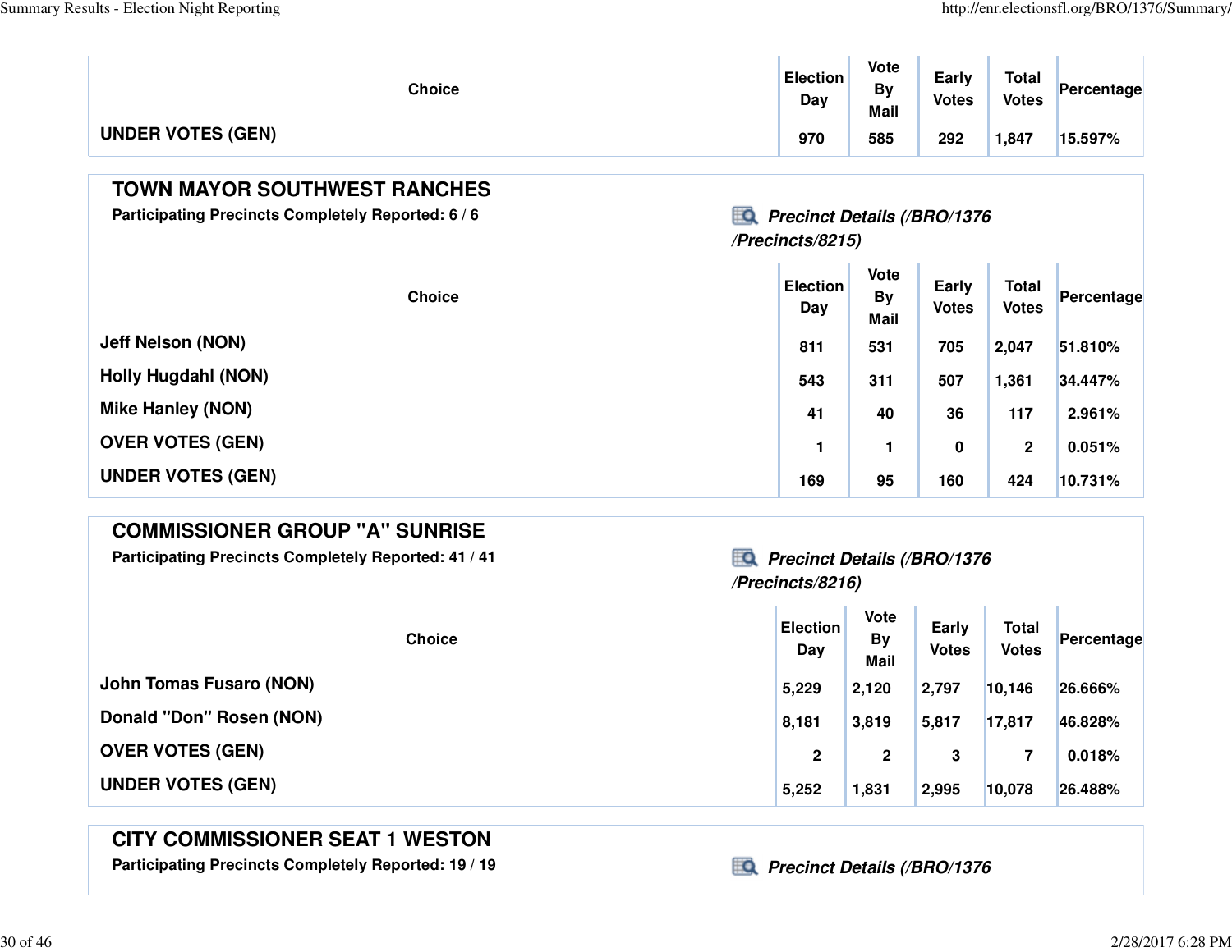| Choice | Election Day | Vote By Mail | Early Votes | Total Votes | Percentage |
|---|---|---|---|---|---|
| UNDER VOTES (GEN) | 970 | 585 | 292 | 1,847 | 15.597% |

## TOWN MAYOR SOUTHWEST RANCHES

**Participating Precincts Completely Reported: 6 / 6**

***Precinct Details (/BRO/1376/Precincts/8215)***

| Choice | Election Day | Vote By Mail | Early Votes | Total Votes | Percentage |
|---|---|---|---|---|---|
| Jeff Nelson (NON) | 811 | 531 | 705 | 2,047 | 51.810% |
| Holly Hugdahl (NON) | 543 | 311 | 507 | 1,361 | 34.447% |
| Mike Hanley (NON) | 41 | 40 | 36 | 117 | 2.961% |
| OVER VOTES (GEN) | 1 | 1 | 0 | 2 | 0.051% |
| UNDER VOTES (GEN) | 169 | 95 | 160 | 424 | 10.731% |

## COMMISSIONER GROUP "A" SUNRISE

**Participating Precincts Completely Reported: 41 / 41**

***Precinct Details (/BRO/1376/Precincts/8216)***

| Choice | Election Day | Vote By Mail | Early Votes | Total Votes | Percentage |
|---|---|---|---|---|---|
| John Tomas Fusaro (NON) | 5,229 | 2,120 | 2,797 | 10,146 | 26.666% |
| Donald "Don" Rosen (NON) | 8,181 | 3,819 | 5,817 | 17,817 | 46.828% |
| OVER VOTES (GEN) | 2 | 2 | 3 | 7 | 0.018% |
| UNDER VOTES (GEN) | 5,252 | 1,831 | 2,995 | 10,078 | 26.488% |

## CITY COMMISSIONER SEAT 1 WESTON

**Participating Precincts Completely Reported: 19 / 19**

***Precinct Details (/BRO/1376***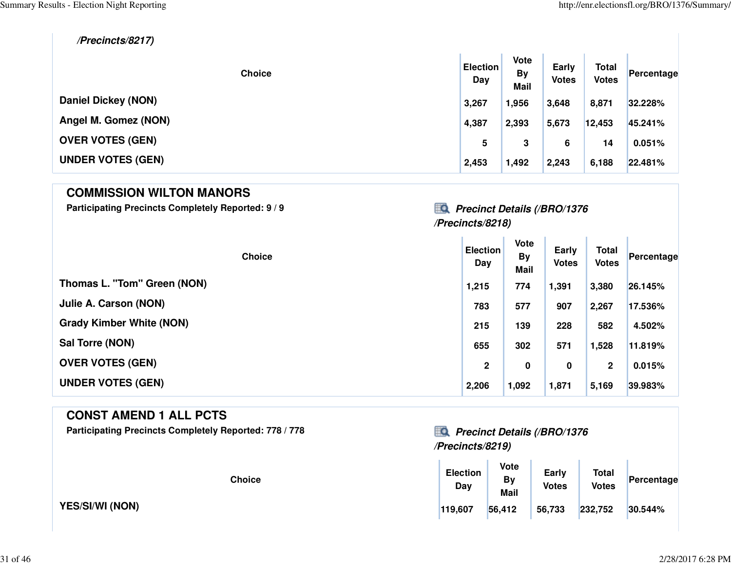/Precincts/8217)

| Choice | Election Day | Vote By Mail | Early Votes | Total Votes | Percentage |
|---|---|---|---|---|---|
| Daniel Dickey (NON) | 3,267 | 1,956 | 3,648 | 8,871 | 32.228% |
| Angel M. Gomez (NON) | 4,387 | 2,393 | 5,673 | 12,453 | 45.241% |
| OVER VOTES (GEN) | 5 | 3 | 6 | 14 | 0.051% |
| UNDER VOTES (GEN) | 2,453 | 1,492 | 2,243 | 6,188 | 22.481% |

## COMMISSION WILTON MANORS

**Participating Precincts Completely Reported: 9 / 9**

***Precinct Details (/BRO/1376/Precincts/8218)***

| Choice | Election Day | Vote By Mail | Early Votes | Total Votes | Percentage |
|---|---|---|---|---|---|
| Thomas L. "Tom" Green (NON) | 1,215 | 774 | 1,391 | 3,380 | 26.145% |
| Julie A. Carson (NON) | 783 | 577 | 907 | 2,267 | 17.536% |
| Grady Kimber White (NON) | 215 | 139 | 228 | 582 | 4.502% |
| Sal Torre (NON) | 655 | 302 | 571 | 1,528 | 11.819% |
| OVER VOTES (GEN) | 2 | 0 | 0 | 2 | 0.015% |
| UNDER VOTES (GEN) | 2,206 | 1,092 | 1,871 | 5,169 | 39.983% |

## CONST AMEND 1 ALL PCTS

**Participating Precincts Completely Reported: 778 / 778**

***Precinct Details (/BRO/1376/Precincts/8219)***

| Choice | Election Day | Vote By Mail | Early Votes | Total Votes | Percentage |
|---|---|---|---|---|---|
| YES/SI/WI (NON) | 119,607 | 56,412 | 56,733 | 232,752 | 30.544% |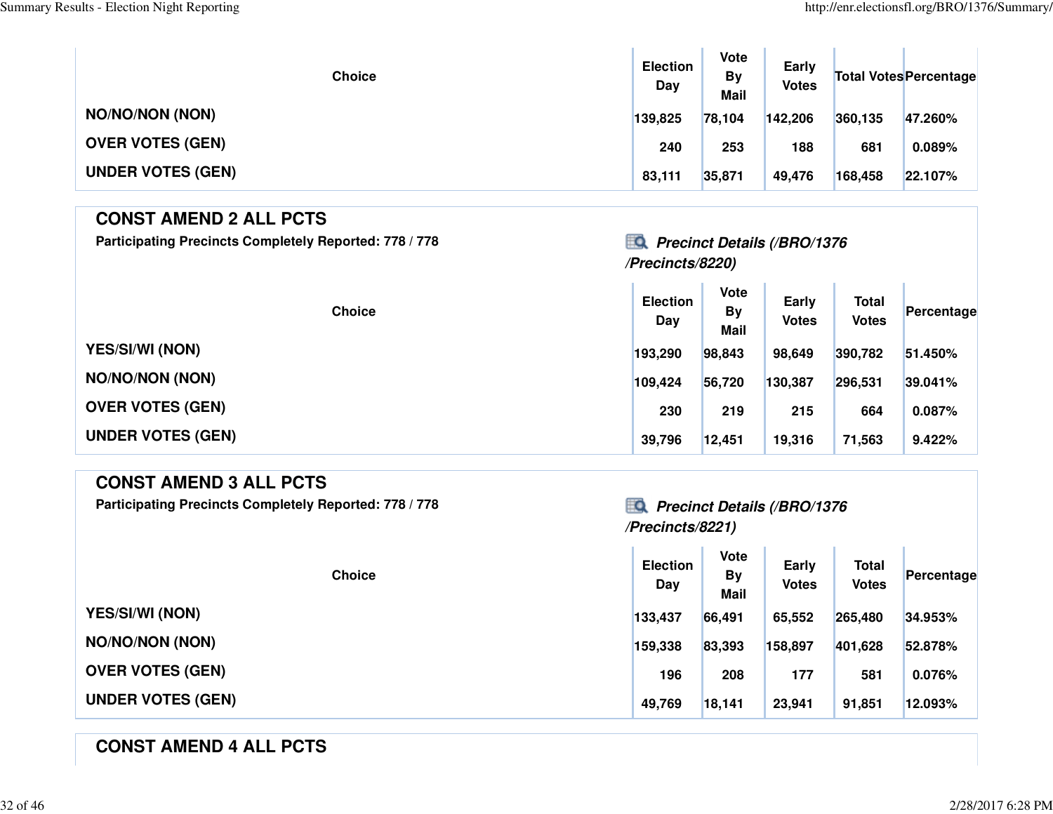| Choice | Election Day | Vote By Mail | Early Votes | Total Votes | Percentage |
|---|---|---|---|---|---|
| NO/NO/NON (NON) | 139,825 | 78,104 | 142,206 | 360,135 | 47.260% |
| OVER VOTES (GEN) | 240 | 253 | 188 | 681 | 0.089% |
| UNDER VOTES (GEN) | 83,111 | 35,871 | 49,476 | 168,458 | 22.107% |

## CONST AMEND 2 ALL PCTS

**Participating Precincts Completely Reported: 778 / 778**

***Precinct Details (/BRO/1376/Precincts/8220)***

| Choice | Election Day | Vote By Mail | Early Votes | Total Votes | Percentage |
|---|---|---|---|---|---|
| YES/SI/WI (NON) | 193,290 | 98,843 | 98,649 | 390,782 | 51.450% |
| NO/NO/NON (NON) | 109,424 | 56,720 | 130,387 | 296,531 | 39.041% |
| OVER VOTES (GEN) | 230 | 219 | 215 | 664 | 0.087% |
| UNDER VOTES (GEN) | 39,796 | 12,451 | 19,316 | 71,563 | 9.422% |

## CONST AMEND 3 ALL PCTS

**Participating Precincts Completely Reported: 778 / 778**

***Precinct Details (/BRO/1376/Precincts/8221)***

| Choice | Election Day | Vote By Mail | Early Votes | Total Votes | Percentage |
|---|---|---|---|---|---|
| YES/SI/WI (NON) | 133,437 | 66,491 | 65,552 | 265,480 | 34.953% |
| NO/NO/NON (NON) | 159,338 | 83,393 | 158,897 | 401,628 | 52.878% |
| OVER VOTES (GEN) | 196 | 208 | 177 | 581 | 0.076% |
| UNDER VOTES (GEN) | 49,769 | 18,141 | 23,941 | 91,851 | 12.093% |

## CONST AMEND 4 ALL PCTS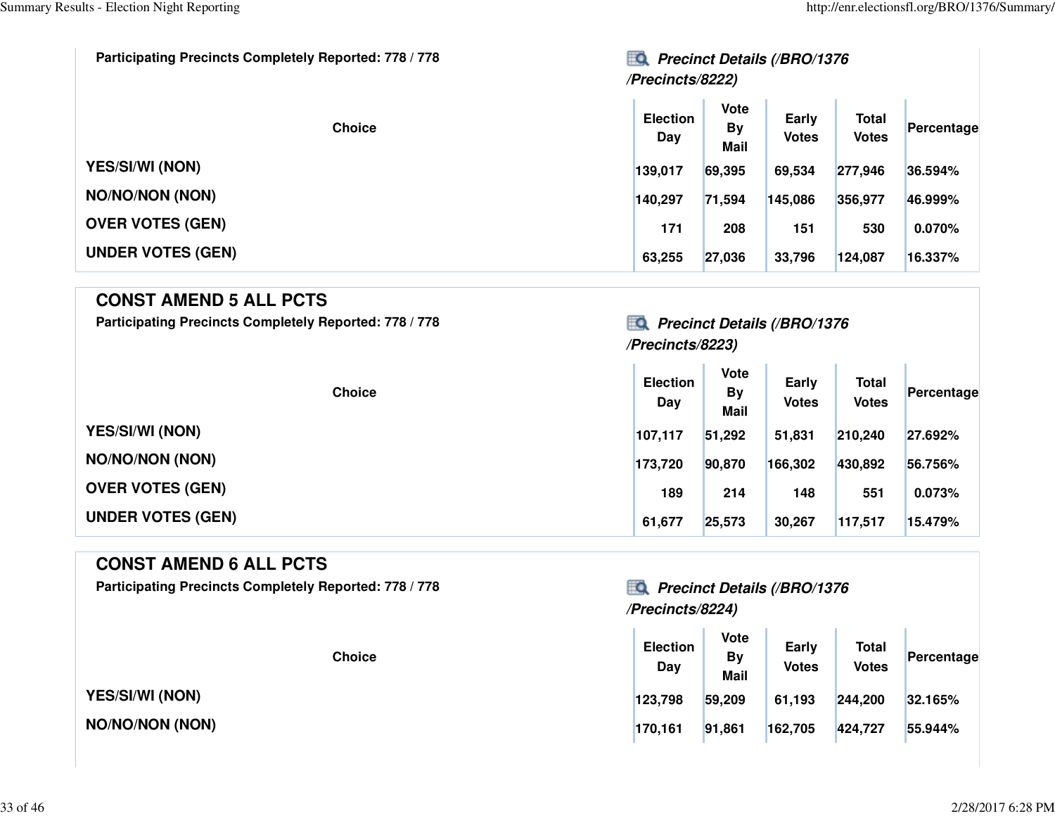Participating Precincts Completely Reported: 778 / 778

***Precinct Details (/BRO/1376/Precincts/8222)***

| Choice | Election Day | Vote By Mail | Early Votes | Total Votes | Percentage |
|---|---|---|---|---|---|
| YES/SI/WI (NON) | 139,017 | 69,395 | 69,534 | 277,946 | 36.594% |
| NO/NO/NON (NON) | 140,297 | 71,594 | 145,086 | 356,977 | 46.999% |
| OVER VOTES (GEN) | 171 | 208 | 151 | 530 | 0.070% |
| UNDER VOTES (GEN) | 63,255 | 27,036 | 33,796 | 124,087 | 16.337% |

## CONST AMEND 5 ALL PCTS

Participating Precincts Completely Reported: 778 / 778

***Precinct Details (/BRO/1376/Precincts/8223)***

| Choice | Election Day | Vote By Mail | Early Votes | Total Votes | Percentage |
|---|---|---|---|---|---|
| YES/SI/WI (NON) | 107,117 | 51,292 | 51,831 | 210,240 | 27.692% |
| NO/NO/NON (NON) | 173,720 | 90,870 | 166,302 | 430,892 | 56.756% |
| OVER VOTES (GEN) | 189 | 214 | 148 | 551 | 0.073% |
| UNDER VOTES (GEN) | 61,677 | 25,573 | 30,267 | 117,517 | 15.479% |

## CONST AMEND 6 ALL PCTS

Participating Precincts Completely Reported: 778 / 778

***Precinct Details (/BRO/1376/Precincts/8224)***

| Choice | Election Day | Vote By Mail | Early Votes | Total Votes | Percentage |
|---|---|---|---|---|---|
| YES/SI/WI (NON) | 123,798 | 59,209 | 61,193 | 244,200 | 32.165% |
| NO/NO/NON (NON) | 170,161 | 91,861 | 162,705 | 424,727 | 55.944% |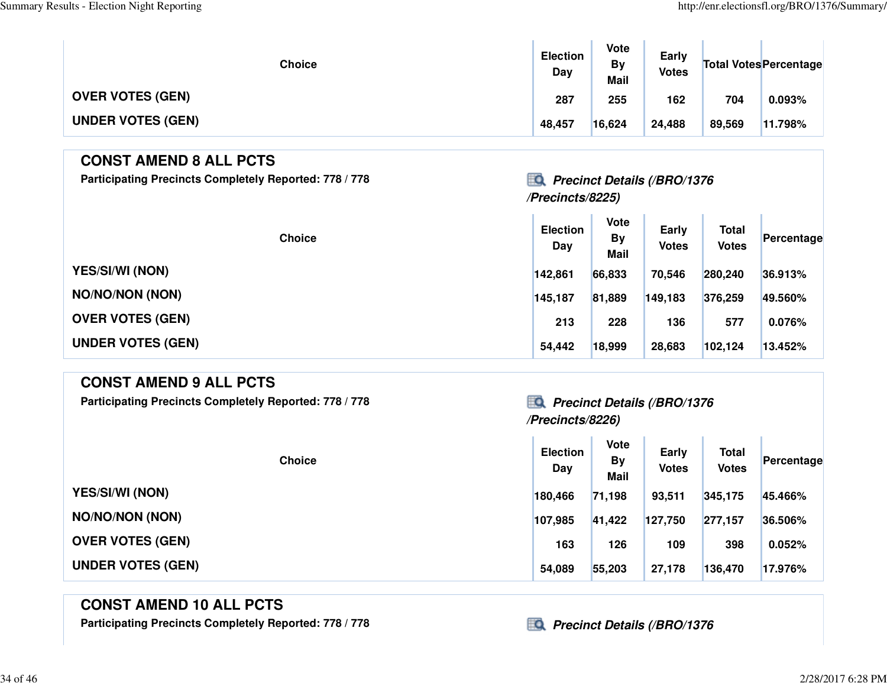| Choice | Election Day | Vote By Mail | Early Votes | Total Votes | Percentage |
|---|---|---|---|---|---|
| OVER VOTES (GEN) | 287 | 255 | 162 | 704 | 0.093% |
| UNDER VOTES (GEN) | 48,457 | 16,624 | 24,488 | 89,569 | 11.798% |

## CONST AMEND 8 ALL PCTS

**Participating Precincts Completely Reported: 778 / 778**

***Precinct Details (/BRO/1376/Precincts/8225)***

| Choice | Election Day | Vote By Mail | Early Votes | Total Votes | Percentage |
|---|---|---|---|---|---|
| YES/SI/WI (NON) | 142,861 | 66,833 | 70,546 | 280,240 | 36.913% |
| NO/NO/NON (NON) | 145,187 | 81,889 | 149,183 | 376,259 | 49.560% |
| OVER VOTES (GEN) | 213 | 228 | 136 | 577 | 0.076% |
| UNDER VOTES (GEN) | 54,442 | 18,999 | 28,683 | 102,124 | 13.452% |

## CONST AMEND 9 ALL PCTS

**Participating Precincts Completely Reported: 778 / 778**

***Precinct Details (/BRO/1376/Precincts/8226)***

| Choice | Election Day | Vote By Mail | Early Votes | Total Votes | Percentage |
|---|---|---|---|---|---|
| YES/SI/WI (NON) | 180,466 | 71,198 | 93,511 | 345,175 | 45.466% |
| NO/NO/NON (NON) | 107,985 | 41,422 | 127,750 | 277,157 | 36.506% |
| OVER VOTES (GEN) | 163 | 126 | 109 | 398 | 0.052% |
| UNDER VOTES (GEN) | 54,089 | 55,203 | 27,178 | 136,470 | 17.976% |

## CONST AMEND 10 ALL PCTS

**Participating Precincts Completely Reported: 778 / 778**

***Precinct Details (/BRO/1376***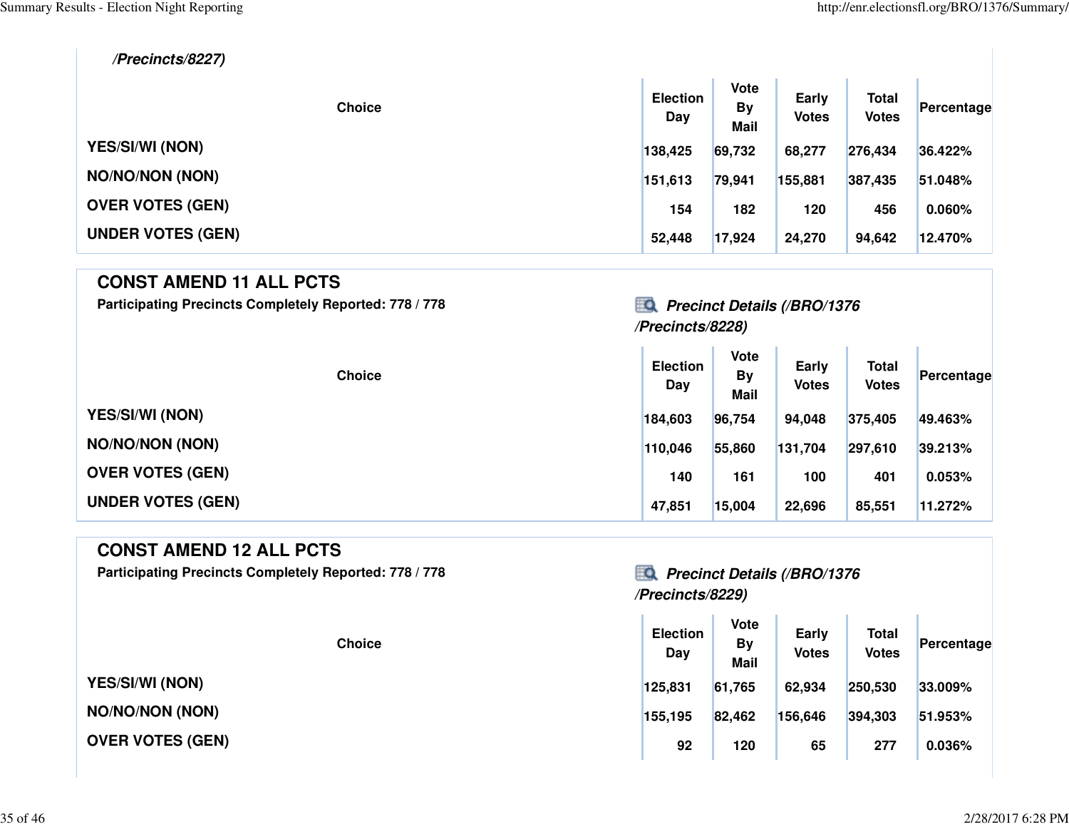/Precincts/8227)

| Choice | Election Day | Vote By Mail | Early Votes | Total Votes | Percentage |
|---|---|---|---|---|---|
| YES/SI/WI (NON) | 138,425 | 69,732 | 68,277 | 276,434 | 36.422% |
| NO/NO/NON (NON) | 151,613 | 79,941 | 155,881 | 387,435 | 51.048% |
| OVER VOTES (GEN) | 154 | 182 | 120 | 456 | 0.060% |
| UNDER VOTES (GEN) | 52,448 | 17,924 | 24,270 | 94,642 | 12.470% |

## CONST AMEND 11 ALL PCTS

**Participating Precincts Completely Reported: 778 / 778**

*Precinct Details (/BRO/1376/Precincts/8228)*

| Choice | Election Day | Vote By Mail | Early Votes | Total Votes | Percentage |
|---|---|---|---|---|---|
| YES/SI/WI (NON) | 184,603 | 96,754 | 94,048 | 375,405 | 49.463% |
| NO/NO/NON (NON) | 110,046 | 55,860 | 131,704 | 297,610 | 39.213% |
| OVER VOTES (GEN) | 140 | 161 | 100 | 401 | 0.053% |
| UNDER VOTES (GEN) | 47,851 | 15,004 | 22,696 | 85,551 | 11.272% |

## CONST AMEND 12 ALL PCTS

**Participating Precincts Completely Reported: 778 / 778**

*Precinct Details (/BRO/1376/Precincts/8229)*

| Choice | Election Day | Vote By Mail | Early Votes | Total Votes | Percentage |
|---|---|---|---|---|---|
| YES/SI/WI (NON) | 125,831 | 61,765 | 62,934 | 250,530 | 33.009% |
| NO/NO/NON (NON) | 155,195 | 82,462 | 156,646 | 394,303 | 51.953% |
| OVER VOTES (GEN) | 92 | 120 | 65 | 277 | 0.036% |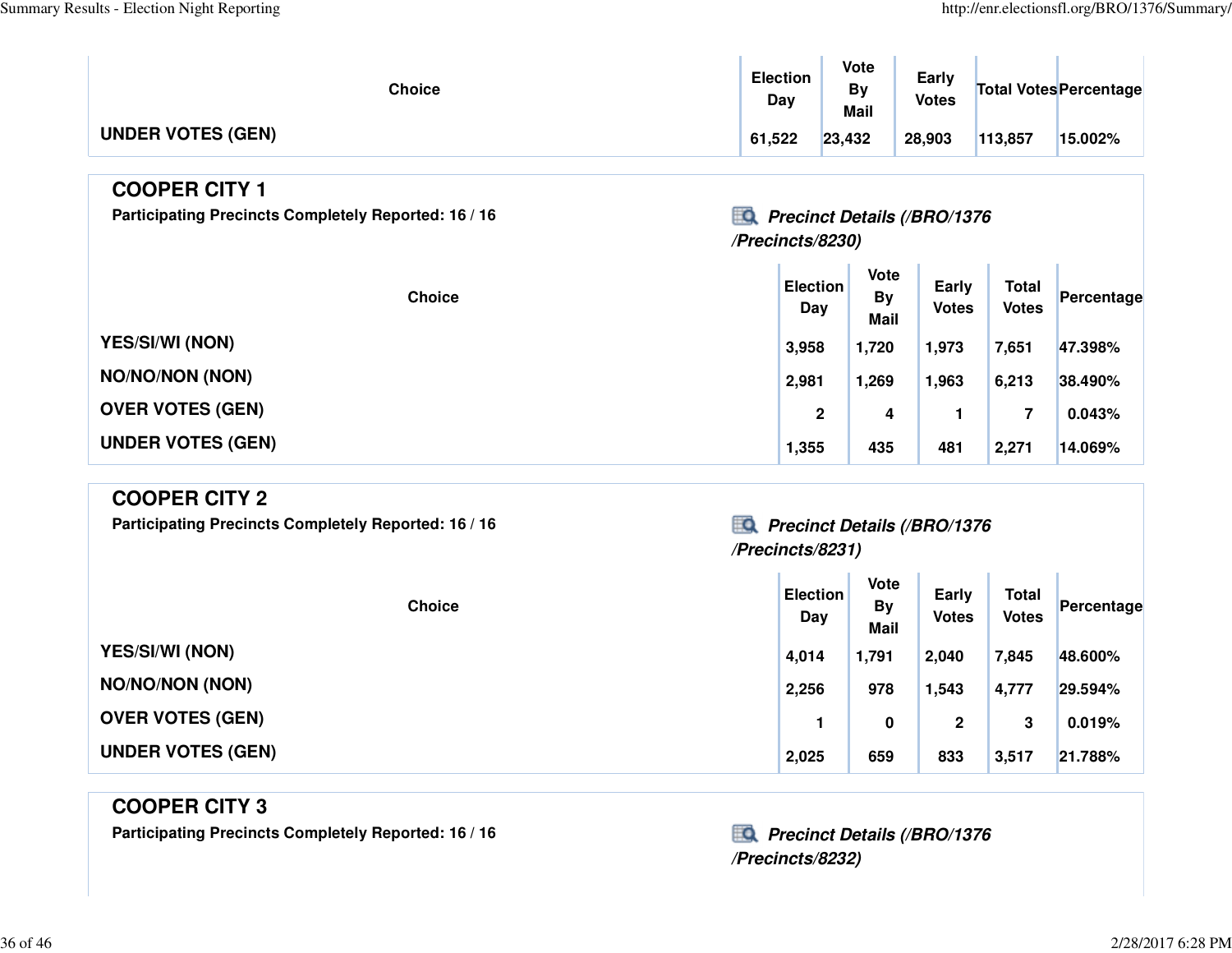| Choice | Election Day | Vote By Mail | Early Votes | Total Votes | Percentage |
|---|---|---|---|---|---|
| UNDER VOTES (GEN) | 61,522 | 23,432 | 28,903 | 113,857 | 15.002% |

## COOPER CITY 1

**Participating Precincts Completely Reported: 16 / 16**

***Precinct Details (/BRO/1376/Precincts/8230)***

| Choice | Election Day | Vote By Mail | Early Votes | Total Votes | Percentage |
|---|---|---|---|---|---|
| YES/SI/WI (NON) | 3,958 | 1,720 | 1,973 | 7,651 | 47.398% |
| NO/NO/NON (NON) | 2,981 | 1,269 | 1,963 | 6,213 | 38.490% |
| OVER VOTES (GEN) | 2 | 4 | 1 | 7 | 0.043% |
| UNDER VOTES (GEN) | 1,355 | 435 | 481 | 2,271 | 14.069% |

## COOPER CITY 2

**Participating Precincts Completely Reported: 16 / 16**

***Precinct Details (/BRO/1376/Precincts/8231)***

| Choice | Election Day | Vote By Mail | Early Votes | Total Votes | Percentage |
|---|---|---|---|---|---|
| YES/SI/WI (NON) | 4,014 | 1,791 | 2,040 | 7,845 | 48.600% |
| NO/NO/NON (NON) | 2,256 | 978 | 1,543 | 4,777 | 29.594% |
| OVER VOTES (GEN) | 1 | 0 | 2 | 3 | 0.019% |
| UNDER VOTES (GEN) | 2,025 | 659 | 833 | 3,517 | 21.788% |

## COOPER CITY 3

**Participating Precincts Completely Reported: 16 / 16**

***Precinct Details (/BRO/1376/Precincts/8232)***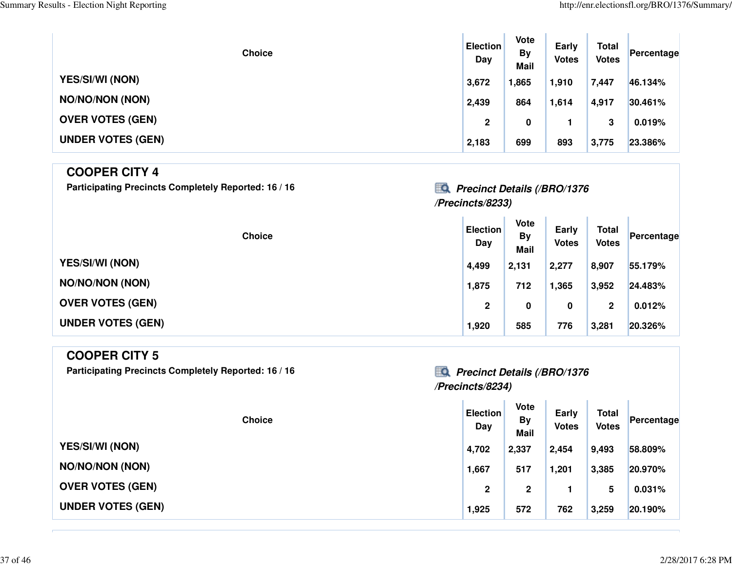| Choice | Election Day | Vote By Mail | Early Votes | Total Votes | Percentage |
|---|---|---|---|---|---|
| YES/SI/WI (NON) | 3,672 | 1,865 | 1,910 | 7,447 | 46.134% |
| NO/NO/NON (NON) | 2,439 | 864 | 1,614 | 4,917 | 30.461% |
| OVER VOTES (GEN) | 2 | 0 | 1 | 3 | 0.019% |
| UNDER VOTES (GEN) | 2,183 | 699 | 893 | 3,775 | 23.386% |

## COOPER CITY 4

**Participating Precincts Completely Reported: 16 / 16**

***Precinct Details (/BRO/1376/Precincts/8233)***

| Choice | Election Day | Vote By Mail | Early Votes | Total Votes | Percentage |
|---|---|---|---|---|---|
| YES/SI/WI (NON) | 4,499 | 2,131 | 2,277 | 8,907 | 55.179% |
| NO/NO/NON (NON) | 1,875 | 712 | 1,365 | 3,952 | 24.483% |
| OVER VOTES (GEN) | 2 | 0 | 0 | 2 | 0.012% |
| UNDER VOTES (GEN) | 1,920 | 585 | 776 | 3,281 | 20.326% |

## COOPER CITY 5

**Participating Precincts Completely Reported: 16 / 16**

***Precinct Details (/BRO/1376/Precincts/8234)***

| Choice | Election Day | Vote By Mail | Early Votes | Total Votes | Percentage |
|---|---|---|---|---|---|
| YES/SI/WI (NON) | 4,702 | 2,337 | 2,454 | 9,493 | 58.809% |
| NO/NO/NON (NON) | 1,667 | 517 | 1,201 | 3,385 | 20.970% |
| OVER VOTES (GEN) | 2 | 2 | 1 | 5 | 0.031% |
| UNDER VOTES (GEN) | 1,925 | 572 | 762 | 3,259 | 20.190% |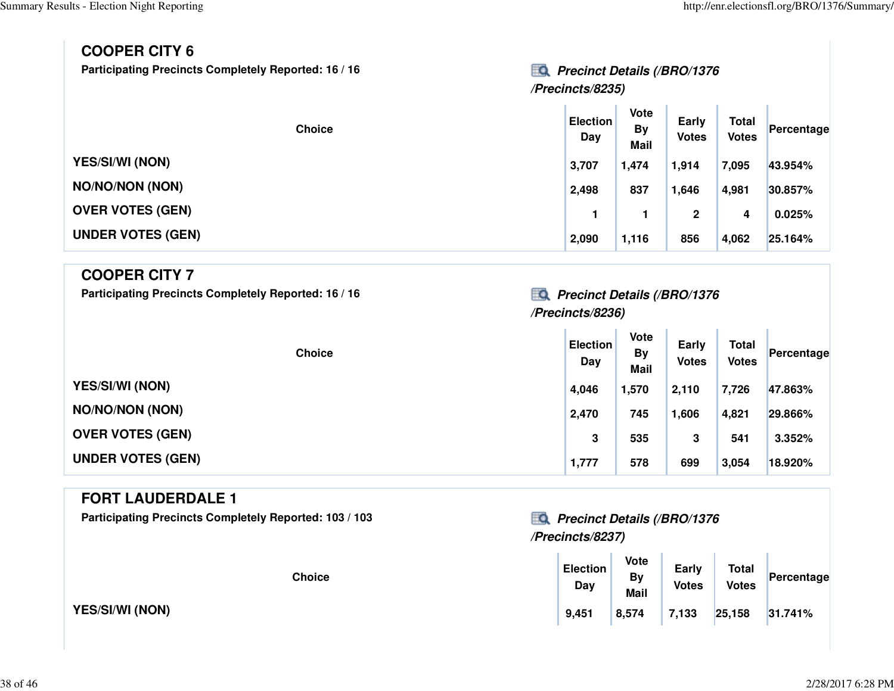## COOPER CITY 6

**Participating Precincts Completely Reported: 16 / 16**

***Precinct Details (/BRO/1376/Precincts/8235)***

| Choice | Election Day | Vote By Mail | Early Votes | Total Votes | Percentage |
|---|---|---|---|---|---|
| YES/SI/WI (NON) | 3,707 | 1,474 | 1,914 | 7,095 | 43.954% |
| NO/NO/NON (NON) | 2,498 | 837 | 1,646 | 4,981 | 30.857% |
| OVER VOTES (GEN) | 1 | 1 | 2 | 4 | 0.025% |
| UNDER VOTES (GEN) | 2,090 | 1,116 | 856 | 4,062 | 25.164% |

## COOPER CITY 7

**Participating Precincts Completely Reported: 16 / 16**

***Precinct Details (/BRO/1376/Precincts/8236)***

| Choice | Election Day | Vote By Mail | Early Votes | Total Votes | Percentage |
|---|---|---|---|---|---|
| YES/SI/WI (NON) | 4,046 | 1,570 | 2,110 | 7,726 | 47.863% |
| NO/NO/NON (NON) | 2,470 | 745 | 1,606 | 4,821 | 29.866% |
| OVER VOTES (GEN) | 3 | 535 | 3 | 541 | 3.352% |
| UNDER VOTES (GEN) | 1,777 | 578 | 699 | 3,054 | 18.920% |

## FORT LAUDERDALE 1

**Participating Precincts Completely Reported: 103 / 103**

***Precinct Details (/BRO/1376/Precincts/8237)***

| Choice | Election Day | Vote By Mail | Early Votes | Total Votes | Percentage |
|---|---|---|---|---|---|
| YES/SI/WI (NON) | 9,451 | 8,574 | 7,133 | 25,158 | 31.741% |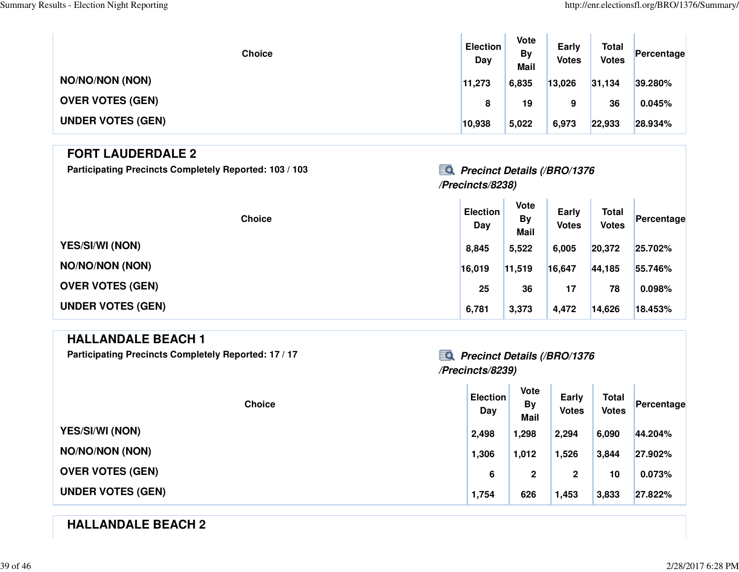| Choice | Election Day | Vote By Mail | Early Votes | Total Votes | Percentage |
|---|---|---|---|---|---|
| NO/NO/NON (NON) | 11,273 | 6,835 | 13,026 | 31,134 | 39.280% |
| OVER VOTES (GEN) | 8 | 19 | 9 | 36 | 0.045% |
| UNDER VOTES (GEN) | 10,938 | 5,022 | 6,973 | 22,933 | 28.934% |

## FORT LAUDERDALE 2

**Participating Precincts Completely Reported: 103 / 103**

***Precinct Details (/BRO/1376/Precincts/8238)***

| Choice | Election Day | Vote By Mail | Early Votes | Total Votes | Percentage |
|---|---|---|---|---|---|
| YES/SI/WI (NON) | 8,845 | 5,522 | 6,005 | 20,372 | 25.702% |
| NO/NO/NON (NON) | 16,019 | 11,519 | 16,647 | 44,185 | 55.746% |
| OVER VOTES (GEN) | 25 | 36 | 17 | 78 | 0.098% |
| UNDER VOTES (GEN) | 6,781 | 3,373 | 4,472 | 14,626 | 18.453% |

## HALLANDALE BEACH 1

**Participating Precincts Completely Reported: 17 / 17**

***Precinct Details (/BRO/1376/Precincts/8239)***

| Choice | Election Day | Vote By Mail | Early Votes | Total Votes | Percentage |
|---|---|---|---|---|---|
| YES/SI/WI (NON) | 2,498 | 1,298 | 2,294 | 6,090 | 44.204% |
| NO/NO/NON (NON) | 1,306 | 1,012 | 1,526 | 3,844 | 27.902% |
| OVER VOTES (GEN) | 6 | 2 | 2 | 10 | 0.073% |
| UNDER VOTES (GEN) | 1,754 | 626 | 1,453 | 3,833 | 27.822% |

## HALLANDALE BEACH 2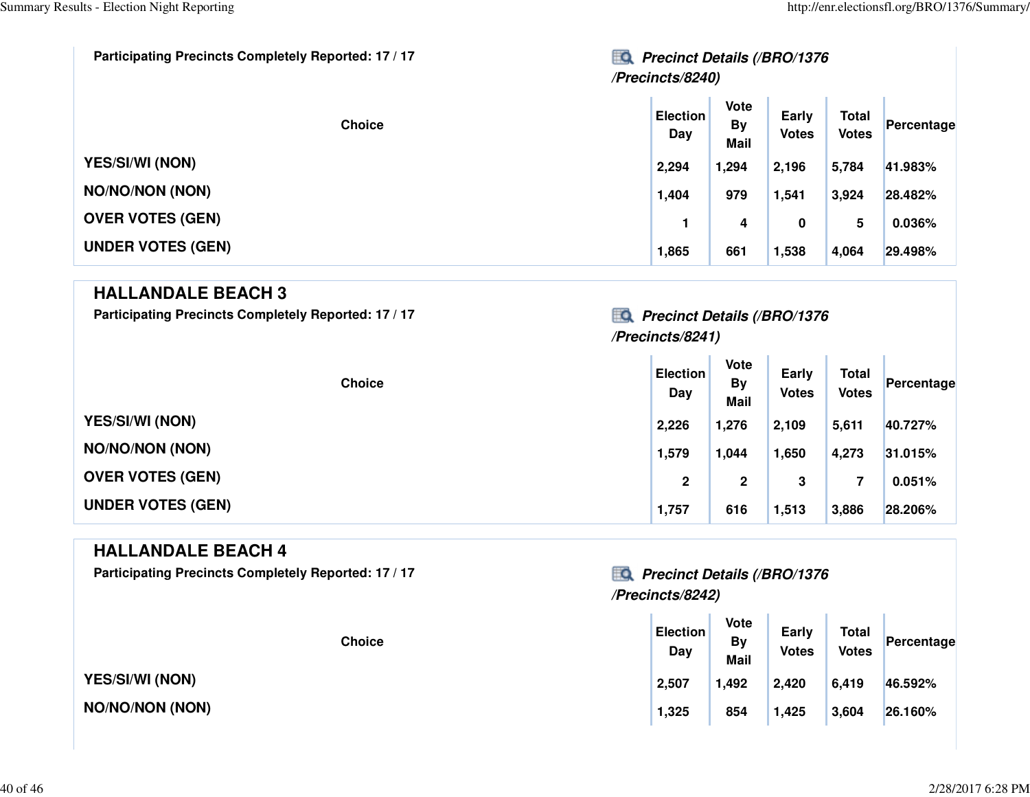Participating Precincts Completely Reported: 17 / 17

***Precinct Details (/BRO/1376/Precincts/8240)***

| Choice | Election Day | Vote By Mail | Early Votes | Total Votes | Percentage |
|---|---|---|---|---|---|
| YES/SI/WI (NON) | 2,294 | 1,294 | 2,196 | 5,784 | 41.983% |
| NO/NO/NON (NON) | 1,404 | 979 | 1,541 | 3,924 | 28.482% |
| OVER VOTES (GEN) | 1 | 4 | 0 | 5 | 0.036% |
| UNDER VOTES (GEN) | 1,865 | 661 | 1,538 | 4,064 | 29.498% |

## HALLANDALE BEACH 3

Participating Precincts Completely Reported: 17 / 17

***Precinct Details (/BRO/1376/Precincts/8241)***

| Choice | Election Day | Vote By Mail | Early Votes | Total Votes | Percentage |
|---|---|---|---|---|---|
| YES/SI/WI (NON) | 2,226 | 1,276 | 2,109 | 5,611 | 40.727% |
| NO/NO/NON (NON) | 1,579 | 1,044 | 1,650 | 4,273 | 31.015% |
| OVER VOTES (GEN) | 2 | 2 | 3 | 7 | 0.051% |
| UNDER VOTES (GEN) | 1,757 | 616 | 1,513 | 3,886 | 28.206% |

## HALLANDALE BEACH 4

Participating Precincts Completely Reported: 17 / 17

***Precinct Details (/BRO/1376/Precincts/8242)***

| Choice | Election Day | Vote By Mail | Early Votes | Total Votes | Percentage |
|---|---|---|---|---|---|
| YES/SI/WI (NON) | 2,507 | 1,492 | 2,420 | 6,419 | 46.592% |
| NO/NO/NON (NON) | 1,325 | 854 | 1,425 | 3,604 | 26.160% |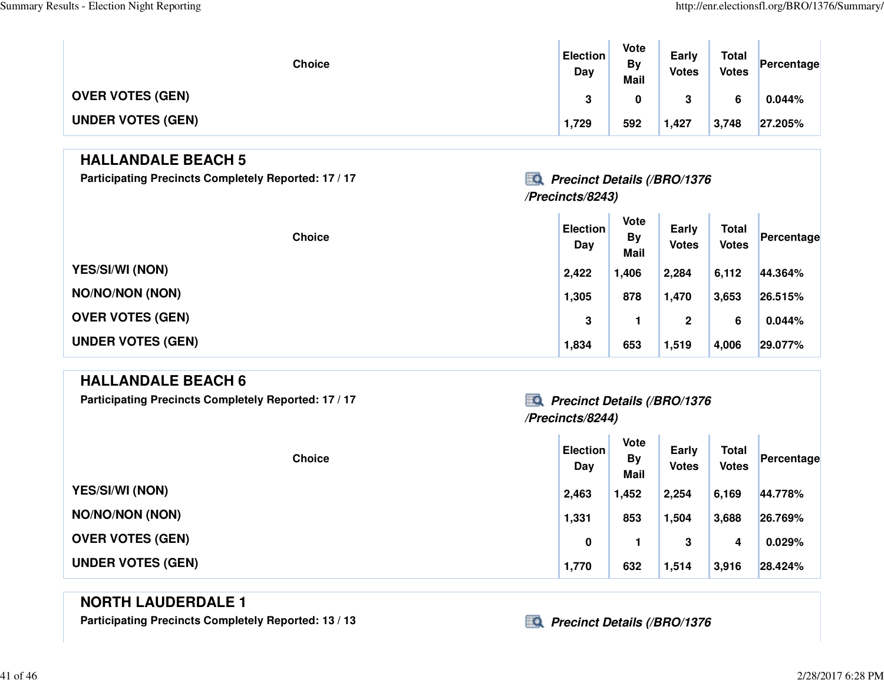| Choice | Election Day | Vote By Mail | Early Votes | Total Votes | Percentage |
|---|---|---|---|---|---|
| OVER VOTES (GEN) | 3 | 0 | 3 | 6 | 0.044% |
| UNDER VOTES (GEN) | 1,729 | 592 | 1,427 | 3,748 | 27.205% |

## HALLANDALE BEACH 5

**Participating Precincts Completely Reported: 17 / 17**

***Precinct Details (/BRO/1376/Precincts/8243)***

| Choice | Election Day | Vote By Mail | Early Votes | Total Votes | Percentage |
|---|---|---|---|---|---|
| YES/SI/WI (NON) | 2,422 | 1,406 | 2,284 | 6,112 | 44.364% |
| NO/NO/NON (NON) | 1,305 | 878 | 1,470 | 3,653 | 26.515% |
| OVER VOTES (GEN) | 3 | 1 | 2 | 6 | 0.044% |
| UNDER VOTES (GEN) | 1,834 | 653 | 1,519 | 4,006 | 29.077% |

## HALLANDALE BEACH 6

**Participating Precincts Completely Reported: 17 / 17**

***Precinct Details (/BRO/1376/Precincts/8244)***

| Choice | Election Day | Vote By Mail | Early Votes | Total Votes | Percentage |
|---|---|---|---|---|---|
| YES/SI/WI (NON) | 2,463 | 1,452 | 2,254 | 6,169 | 44.778% |
| NO/NO/NON (NON) | 1,331 | 853 | 1,504 | 3,688 | 26.769% |
| OVER VOTES (GEN) | 0 | 1 | 3 | 4 | 0.029% |
| UNDER VOTES (GEN) | 1,770 | 632 | 1,514 | 3,916 | 28.424% |

## NORTH LAUDERDALE 1

**Participating Precincts Completely Reported: 13 / 13**

***Precinct Details (/BRO/1376***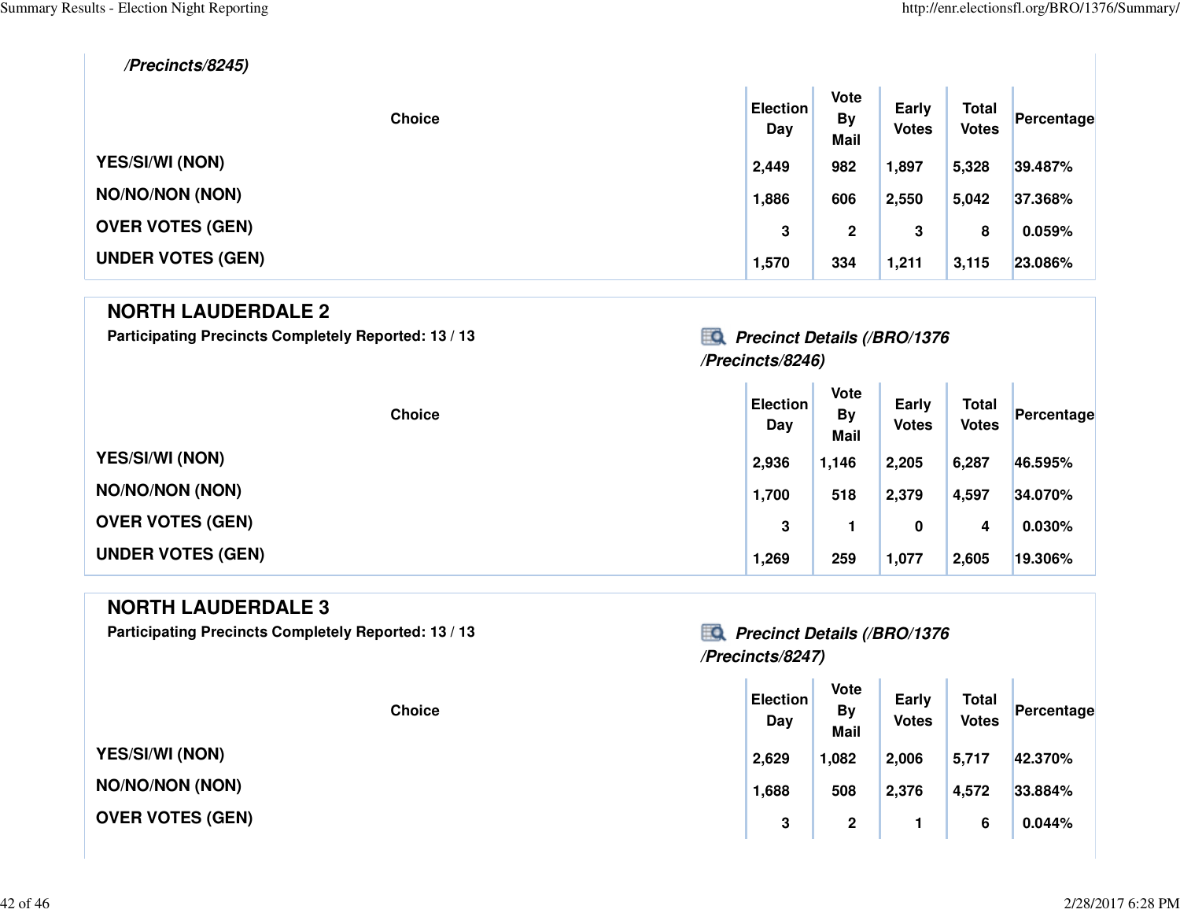*/Precincts/8245)*

| Choice | Election Day | Vote By Mail | Early Votes | Total Votes | Percentage |
|---|---|---|---|---|---|
| YES/SI/WI (NON) | 2,449 | 982 | 1,897 | 5,328 | 39.487% |
| NO/NO/NON (NON) | 1,886 | 606 | 2,550 | 5,042 | 37.368% |
| OVER VOTES (GEN) | 3 | 2 | 3 | 8 | 0.059% |
| UNDER VOTES (GEN) | 1,570 | 334 | 1,211 | 3,115 | 23.086% |

## NORTH LAUDERDALE 2

**Participating Precincts Completely Reported: 13 / 13**

*Precinct Details (/BRO/1376/Precincts/8246)*

| Choice | Election Day | Vote By Mail | Early Votes | Total Votes | Percentage |
|---|---|---|---|---|---|
| YES/SI/WI (NON) | 2,936 | 1,146 | 2,205 | 6,287 | 46.595% |
| NO/NO/NON (NON) | 1,700 | 518 | 2,379 | 4,597 | 34.070% |
| OVER VOTES (GEN) | 3 | 1 | 0 | 4 | 0.030% |
| UNDER VOTES (GEN) | 1,269 | 259 | 1,077 | 2,605 | 19.306% |

## NORTH LAUDERDALE 3

**Participating Precincts Completely Reported: 13 / 13**

*Precinct Details (/BRO/1376/Precincts/8247)*

| Choice | Election Day | Vote By Mail | Early Votes | Total Votes | Percentage |
|---|---|---|---|---|---|
| YES/SI/WI (NON) | 2,629 | 1,082 | 2,006 | 5,717 | 42.370% |
| NO/NO/NON (NON) | 1,688 | 508 | 2,376 | 4,572 | 33.884% |
| OVER VOTES (GEN) | 3 | 2 | 1 | 6 | 0.044% |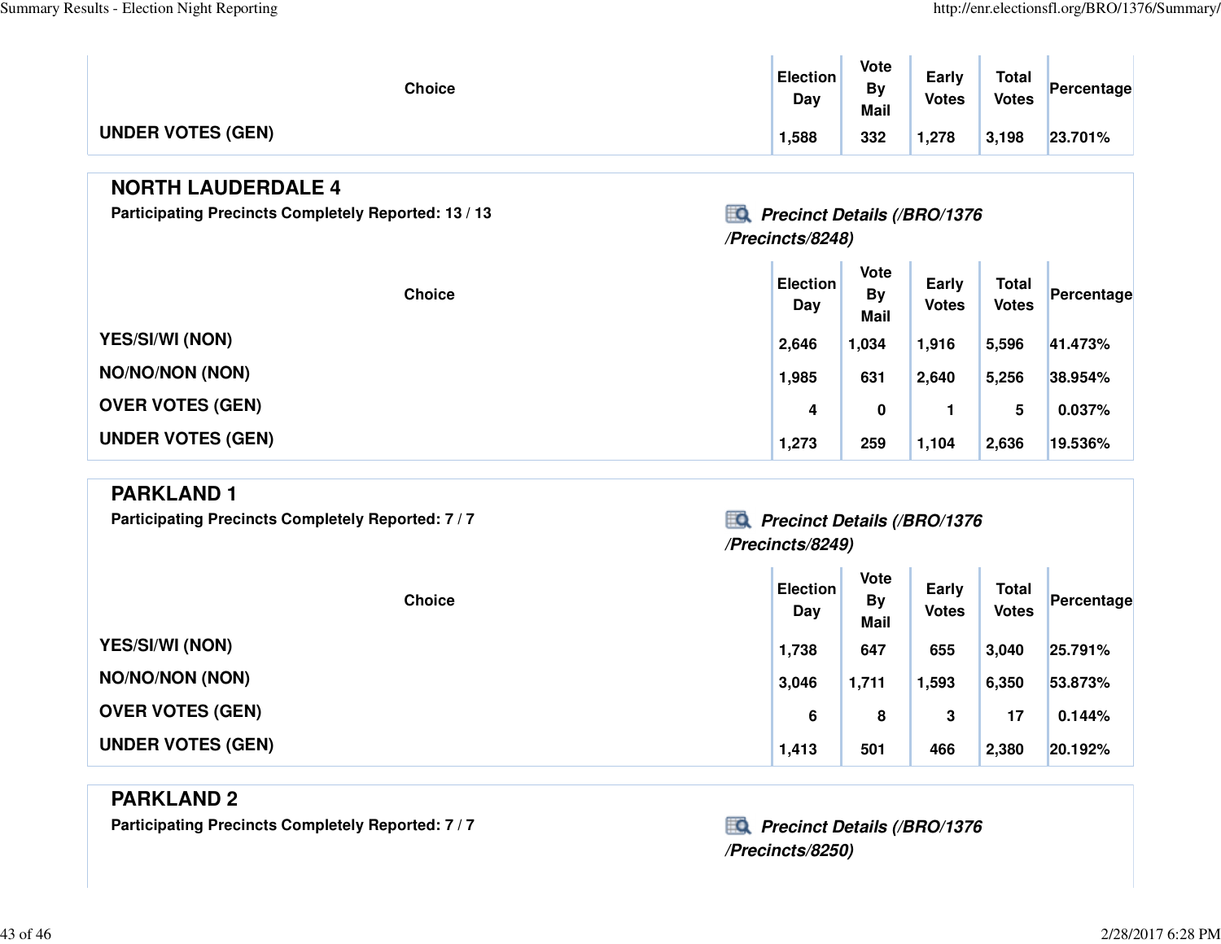| Choice | Election Day | Vote By Mail | Early Votes | Total Votes | Percentage |
|---|---|---|---|---|---|
| UNDER VOTES (GEN) | 1,588 | 332 | 1,278 | 3,198 | 23.701% |

## NORTH LAUDERDALE 4

**Participating Precincts Completely Reported: 13 / 13**

***Precinct Details (/BRO/1376/Precincts/8248)***

| Choice | Election Day | Vote By Mail | Early Votes | Total Votes | Percentage |
|---|---|---|---|---|---|
| YES/SI/WI (NON) | 2,646 | 1,034 | 1,916 | 5,596 | 41.473% |
| NO/NO/NON (NON) | 1,985 | 631 | 2,640 | 5,256 | 38.954% |
| OVER VOTES (GEN) | 4 | 0 | 1 | 5 | 0.037% |
| UNDER VOTES (GEN) | 1,273 | 259 | 1,104 | 2,636 | 19.536% |

## PARKLAND 1

**Participating Precincts Completely Reported: 7 / 7**

***Precinct Details (/BRO/1376/Precincts/8249)***

| Choice | Election Day | Vote By Mail | Early Votes | Total Votes | Percentage |
|---|---|---|---|---|---|
| YES/SI/WI (NON) | 1,738 | 647 | 655 | 3,040 | 25.791% |
| NO/NO/NON (NON) | 3,046 | 1,711 | 1,593 | 6,350 | 53.873% |
| OVER VOTES (GEN) | 6 | 8 | 3 | 17 | 0.144% |
| UNDER VOTES (GEN) | 1,413 | 501 | 466 | 2,380 | 20.192% |

## PARKLAND 2

**Participating Precincts Completely Reported: 7 / 7**

***Precinct Details (/BRO/1376/Precincts/8250)***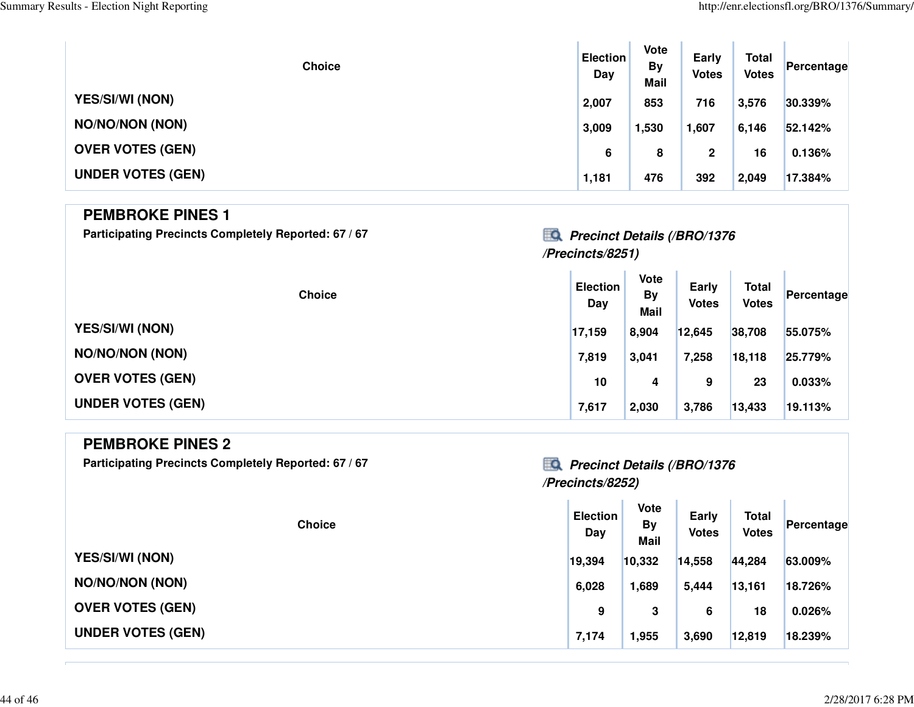| Choice | Election Day | Vote By Mail | Early Votes | Total Votes | Percentage |
|---|---|---|---|---|---|
| YES/SI/WI (NON) | 2,007 | 853 | 716 | 3,576 | 30.339% |
| NO/NO/NON (NON) | 3,009 | 1,530 | 1,607 | 6,146 | 52.142% |
| OVER VOTES (GEN) | 6 | 8 | 2 | 16 | 0.136% |
| UNDER VOTES (GEN) | 1,181 | 476 | 392 | 2,049 | 17.384% |

## PEMBROKE PINES 1

**Participating Precincts Completely Reported: 67 / 67**

***Precinct Details (/BRO/1376/Precincts/8251)***

| Choice | Election Day | Vote By Mail | Early Votes | Total Votes | Percentage |
|---|---|---|---|---|---|
| YES/SI/WI (NON) | 17,159 | 8,904 | 12,645 | 38,708 | 55.075% |
| NO/NO/NON (NON) | 7,819 | 3,041 | 7,258 | 18,118 | 25.779% |
| OVER VOTES (GEN) | 10 | 4 | 9 | 23 | 0.033% |
| UNDER VOTES (GEN) | 7,617 | 2,030 | 3,786 | 13,433 | 19.113% |

## PEMBROKE PINES 2

**Participating Precincts Completely Reported: 67 / 67**

***Precinct Details (/BRO/1376/Precincts/8252)***

| Choice | Election Day | Vote By Mail | Early Votes | Total Votes | Percentage |
|---|---|---|---|---|---|
| YES/SI/WI (NON) | 19,394 | 10,332 | 14,558 | 44,284 | 63.009% |
| NO/NO/NON (NON) | 6,028 | 1,689 | 5,444 | 13,161 | 18.726% |
| OVER VOTES (GEN) | 9 | 3 | 6 | 18 | 0.026% |
| UNDER VOTES (GEN) | 7,174 | 1,955 | 3,690 | 12,819 | 18.239% |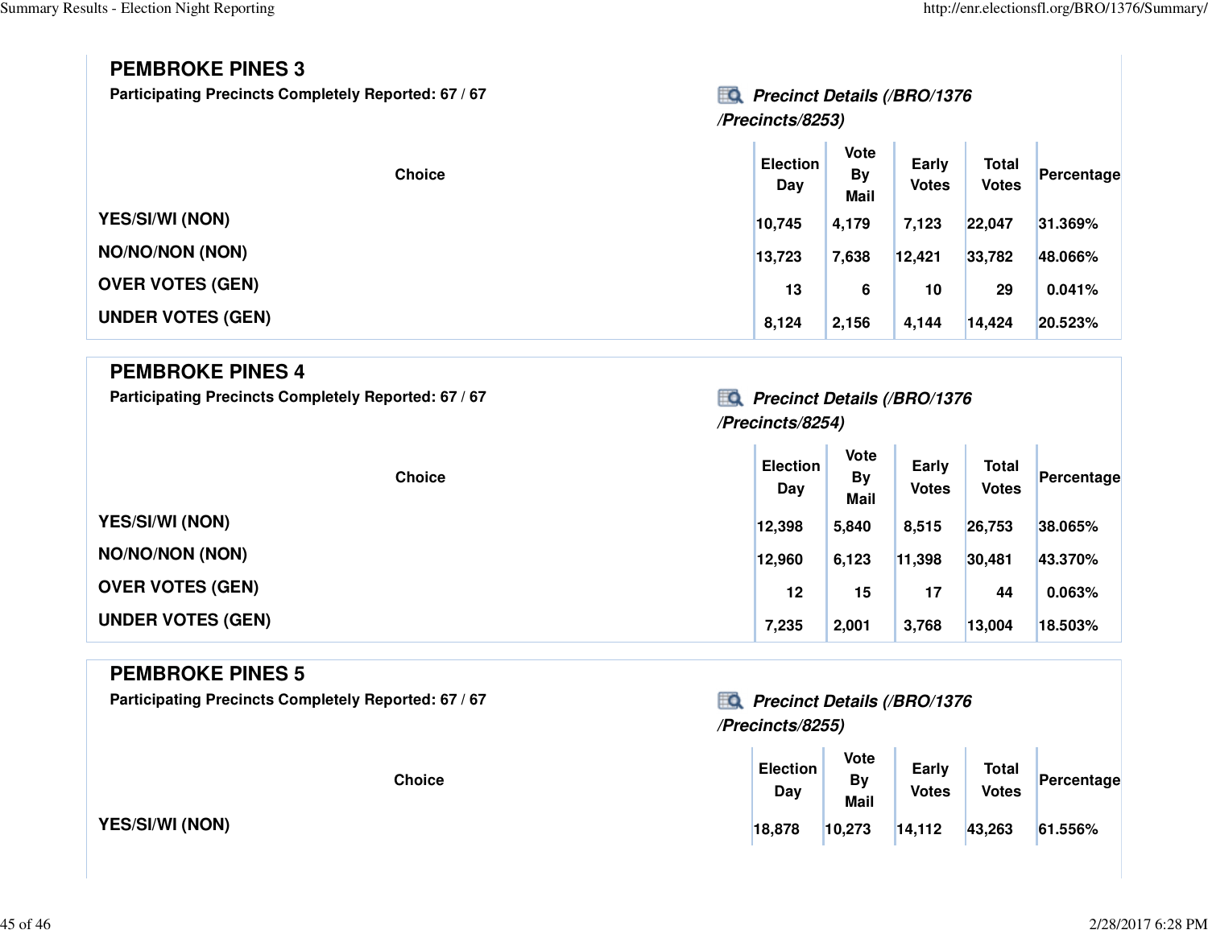## PEMBROKE PINES 3

**Participating Precincts Completely Reported: 67 / 67**

***Precinct Details (/BRO/1376/Precincts/8253)***

| Choice | Election Day | Vote By Mail | Early Votes | Total Votes | Percentage |
|---|---|---|---|---|---|
| YES/SI/WI (NON) | 10,745 | 4,179 | 7,123 | 22,047 | 31.369% |
| NO/NO/NON (NON) | 13,723 | 7,638 | 12,421 | 33,782 | 48.066% |
| OVER VOTES (GEN) | 13 | 6 | 10 | 29 | 0.041% |
| UNDER VOTES (GEN) | 8,124 | 2,156 | 4,144 | 14,424 | 20.523% |

## PEMBROKE PINES 4

**Participating Precincts Completely Reported: 67 / 67**

***Precinct Details (/BRO/1376/Precincts/8254)***

| Choice | Election Day | Vote By Mail | Early Votes | Total Votes | Percentage |
|---|---|---|---|---|---|
| YES/SI/WI (NON) | 12,398 | 5,840 | 8,515 | 26,753 | 38.065% |
| NO/NO/NON (NON) | 12,960 | 6,123 | 11,398 | 30,481 | 43.370% |
| OVER VOTES (GEN) | 12 | 15 | 17 | 44 | 0.063% |
| UNDER VOTES (GEN) | 7,235 | 2,001 | 3,768 | 13,004 | 18.503% |

## PEMBROKE PINES 5

**Participating Precincts Completely Reported: 67 / 67**

***Precinct Details (/BRO/1376/Precincts/8255)***

| Choice | Election Day | Vote By Mail | Early Votes | Total Votes | Percentage |
|---|---|---|---|---|---|
| YES/SI/WI (NON) | 18,878 | 10,273 | 14,112 | 43,263 | 61.556% |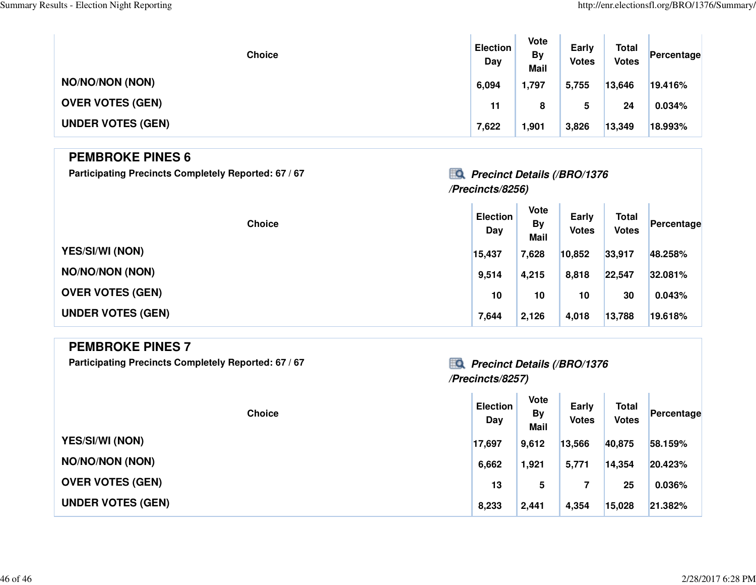| Choice | Election Day | Vote By Mail | Early Votes | Total Votes | Percentage |
|---|---|---|---|---|---|
| NO/NO/NON (NON) | 6,094 | 1,797 | 5,755 | 13,646 | 19.416% |
| OVER VOTES (GEN) | 11 | 8 | 5 | 24 | 0.034% |
| UNDER VOTES (GEN) | 7,622 | 1,901 | 3,826 | 13,349 | 18.993% |

## PEMBROKE PINES 6

**Participating Precincts Completely Reported: 67 / 67**

***Precinct Details (/BRO/1376/Precincts/8256)***

| Choice | Election Day | Vote By Mail | Early Votes | Total Votes | Percentage |
|---|---|---|---|---|---|
| YES/SI/WI (NON) | 15,437 | 7,628 | 10,852 | 33,917 | 48.258% |
| NO/NO/NON (NON) | 9,514 | 4,215 | 8,818 | 22,547 | 32.081% |
| OVER VOTES (GEN) | 10 | 10 | 10 | 30 | 0.043% |
| UNDER VOTES (GEN) | 7,644 | 2,126 | 4,018 | 13,788 | 19.618% |

## PEMBROKE PINES 7

**Participating Precincts Completely Reported: 67 / 67**

***Precinct Details (/BRO/1376/Precincts/8257)***

| Choice | Election Day | Vote By Mail | Early Votes | Total Votes | Percentage |
|---|---|---|---|---|---|
| YES/SI/WI (NON) | 17,697 | 9,612 | 13,566 | 40,875 | 58.159% |
| NO/NO/NON (NON) | 6,662 | 1,921 | 5,771 | 14,354 | 20.423% |
| OVER VOTES (GEN) | 13 | 5 | 7 | 25 | 0.036% |
| UNDER VOTES (GEN) | 8,233 | 2,441 | 4,354 | 15,028 | 21.382% |